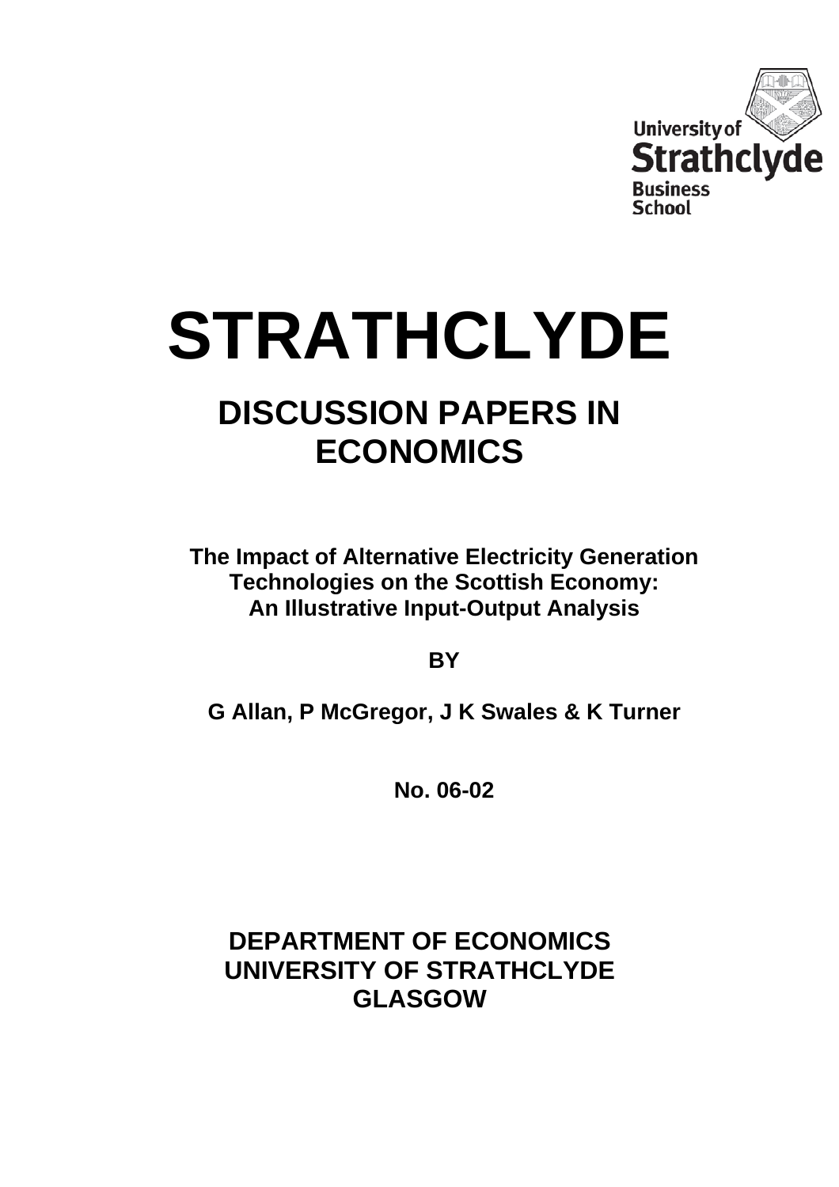University of Strathclyde Business School

# STRATHCLYDE

## DISCUSSION PAPERS IN ECONOMICS

**The Impact of Alternative Electricity Generation Technologies on the Scottish Economy: An Illustrative Input-Output Analysis**

**BY**

**G Allan, P McGregor, J K Swales & K Turner**

**No. 06-02**

**DEPARTMENT OF ECONOMICS**
**UNIVERSITY OF STRATHCLYDE**
**GLASGOW**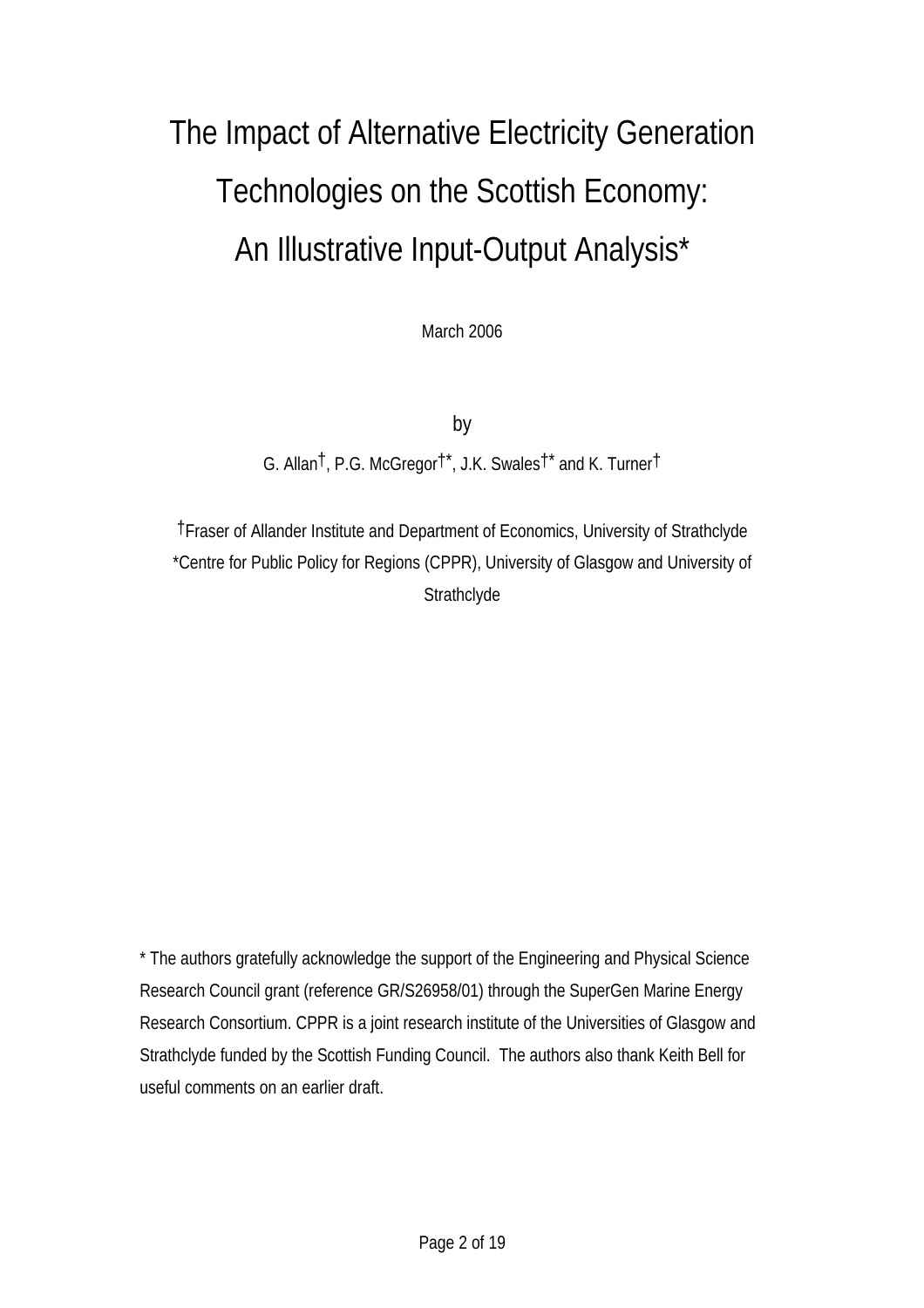# The Impact of Alternative Electricity Generation Technologies on the Scottish Economy: An Illustrative Input-Output Analysis*

March 2006

by

G. Allan†, P.G. McGregor†*, J.K. Swales†* and K. Turner†

†Fraser of Allander Institute and Department of Economics, University of Strathclyde
*Centre for Public Policy for Regions (CPPR), University of Glasgow and University of Strathclyde

* The authors gratefully acknowledge the support of the Engineering and Physical Science Research Council grant (reference GR/S26958/01) through the SuperGen Marine Energy Research Consortium. CPPR is a joint research institute of the Universities of Glasgow and Strathclyde funded by the Scottish Funding Council. The authors also thank Keith Bell for useful comments on an earlier draft.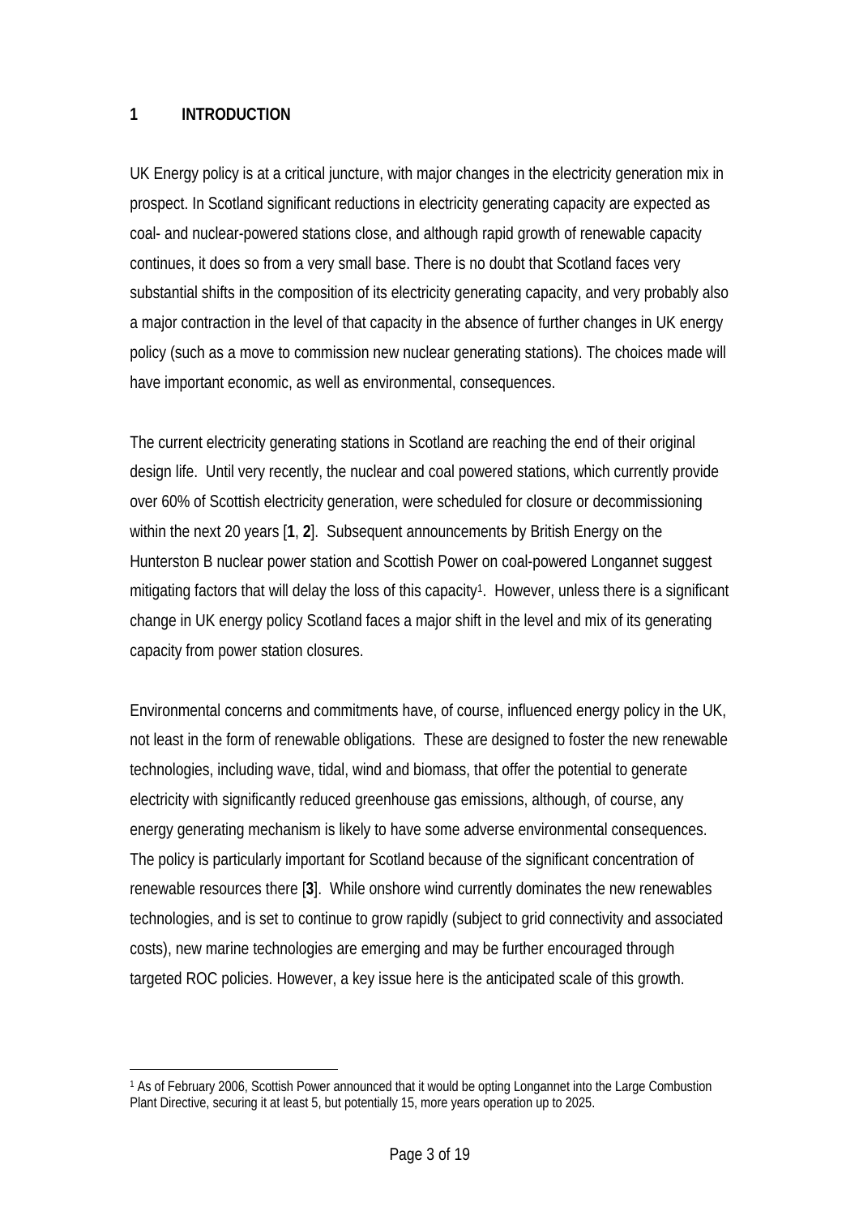# 1 INTRODUCTION

UK Energy policy is at a critical juncture, with major changes in the electricity generation mix in prospect. In Scotland significant reductions in electricity generating capacity are expected as coal- and nuclear-powered stations close, and although rapid growth of renewable capacity continues, it does so from a very small base. There is no doubt that Scotland faces very substantial shifts in the composition of its electricity generating capacity, and very probably also a major contraction in the level of that capacity in the absence of further changes in UK energy policy (such as a move to commission new nuclear generating stations). The choices made will have important economic, as well as environmental, consequences.

The current electricity generating stations in Scotland are reaching the end of their original design life. Until very recently, the nuclear and coal powered stations, which currently provide over 60% of Scottish electricity generation, were scheduled for closure or decommissioning within the next 20 years [**1**, **2**]. Subsequent announcements by British Energy on the Hunterston B nuclear power station and Scottish Power on coal-powered Longannet suggest mitigating factors that will delay the loss of this capacity[1]. However, unless there is a significant change in UK energy policy Scotland faces a major shift in the level and mix of its generating capacity from power station closures.

Environmental concerns and commitments have, of course, influenced energy policy in the UK, not least in the form of renewable obligations. These are designed to foster the new renewable technologies, including wave, tidal, wind and biomass, that offer the potential to generate electricity with significantly reduced greenhouse gas emissions, although, of course, any energy generating mechanism is likely to have some adverse environmental consequences. The policy is particularly important for Scotland because of the significant concentration of renewable resources there [**3**]. While onshore wind currently dominates the new renewables technologies, and is set to continue to grow rapidly (subject to grid connectivity and associated costs), new marine technologies are emerging and may be further encouraged through targeted ROC policies. However, a key issue here is the anticipated scale of this growth.

[1] As of February 2006, Scottish Power announced that it would be opting Longannet into the Large Combustion Plant Directive, securing it at least 5, but potentially 15, more years operation up to 2025.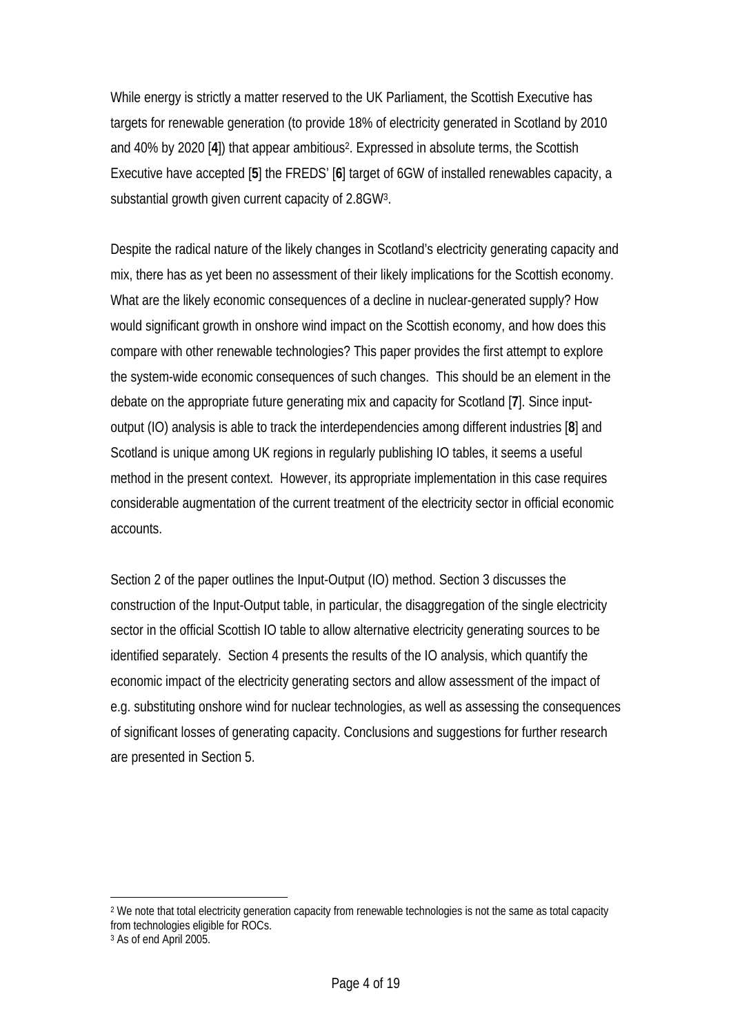While energy is strictly a matter reserved to the UK Parliament, the Scottish Executive has targets for renewable generation (to provide 18% of electricity generated in Scotland by 2010 and 40% by 2020 [**4**]) that appear ambitious[2]. Expressed in absolute terms, the Scottish Executive have accepted [**5**] the FREDS' [**6**] target of 6GW of installed renewables capacity, a substantial growth given current capacity of 2.8GW[3].

Despite the radical nature of the likely changes in Scotland's electricity generating capacity and mix, there has as yet been no assessment of their likely implications for the Scottish economy. What are the likely economic consequences of a decline in nuclear-generated supply? How would significant growth in onshore wind impact on the Scottish economy, and how does this compare with other renewable technologies? This paper provides the first attempt to explore the system-wide economic consequences of such changes. This should be an element in the debate on the appropriate future generating mix and capacity for Scotland [**7**]. Since input-output (IO) analysis is able to track the interdependencies among different industries [**8**] and Scotland is unique among UK regions in regularly publishing IO tables, it seems a useful method in the present context. However, its appropriate implementation in this case requires considerable augmentation of the current treatment of the electricity sector in official economic accounts.

Section 2 of the paper outlines the Input-Output (IO) method. Section 3 discusses the construction of the Input-Output table, in particular, the disaggregation of the single electricity sector in the official Scottish IO table to allow alternative electricity generating sources to be identified separately. Section 4 presents the results of the IO analysis, which quantify the economic impact of the electricity generating sectors and allow assessment of the impact of e.g. substituting onshore wind for nuclear technologies, as well as assessing the consequences of significant losses of generating capacity. Conclusions and suggestions for further research are presented in Section 5.

---

[2] We note that total electricity generation capacity from renewable technologies is not the same as total capacity from technologies eligible for ROCs.

[3] As of end April 2005.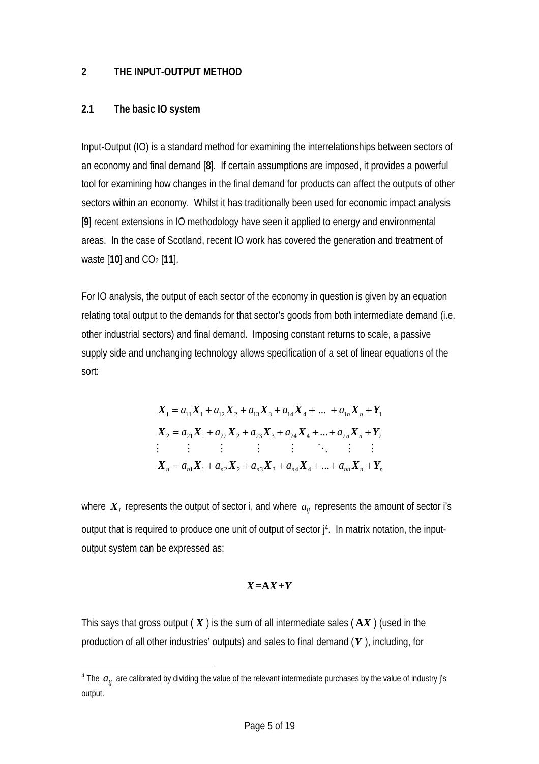## 2 THE INPUT-OUTPUT METHOD

### 2.1 The basic IO system

Input-Output (IO) is a standard method for examining the interrelationships between sectors of an economy and final demand [**8**]. If certain assumptions are imposed, it provides a powerful tool for examining how changes in the final demand for products can affect the outputs of other sectors within an economy. Whilst it has traditionally been used for economic impact analysis [**9**] recent extensions in IO methodology have seen it applied to energy and environmental areas. In the case of Scotland, recent IO work has covered the generation and treatment of waste [**10**] and $CO_2$ [**11**].

For IO analysis, the output of each sector of the economy in question is given by an equation relating total output to the demands for that sector's goods from both intermediate demand (i.e. other industrial sectors) and final demand. Imposing constant returns to scale, a passive supply side and unchanging technology allows specification of a set of linear equations of the sort:

$$
\begin{array}{l}
\boldsymbol{X}_1 = a_{11}\boldsymbol{X}_1 + a_{12}\boldsymbol{X}_2 + a_{13}\boldsymbol{X}_3 + a_{14}\boldsymbol{X}_4 + \ldots + a_{1n}\boldsymbol{X}_n + \boldsymbol{Y}_1 \\
\boldsymbol{X}_2 = a_{21}\boldsymbol{X}_1 + a_{22}\boldsymbol{X}_2 + a_{23}\boldsymbol{X}_3 + a_{24}\boldsymbol{X}_4 + \ldots + a_{2n}\boldsymbol{X}_n + \boldsymbol{Y}_2 \\
\vdots \qquad \vdots \qquad \vdots \qquad \vdots \qquad \vdots \qquad \ddots \qquad \vdots \qquad \vdots \\
\boldsymbol{X}_n = a_{n1}\boldsymbol{X}_1 + a_{n2}\boldsymbol{X}_2 + a_{n3}\boldsymbol{X}_3 + a_{n4}\boldsymbol{X}_4 + \ldots + a_{nn}\boldsymbol{X}_n + \boldsymbol{Y}_n
\end{array}
$$

where $\boldsymbol{X}_i$ represents the output of sector i, and where $a_{ij}$ represents the amount of sector i's output that is required to produce one unit of output of sector j[4]. In matrix notation, the input-output system can be expressed as:

$$\boldsymbol{X} = \mathbf{A}\boldsymbol{X} + \boldsymbol{Y}$$

This says that gross output ( $\boldsymbol{X}$ ) is the sum of all intermediate sales ( $\mathbf{A}\boldsymbol{X}$ ) (used in the production of all other industries' outputs) and sales to final demand ( $\boldsymbol{Y}$ ), including, for

[4] The $a_{ij}$ are calibrated by dividing the value of the relevant intermediate purchases by the value of industry j's output.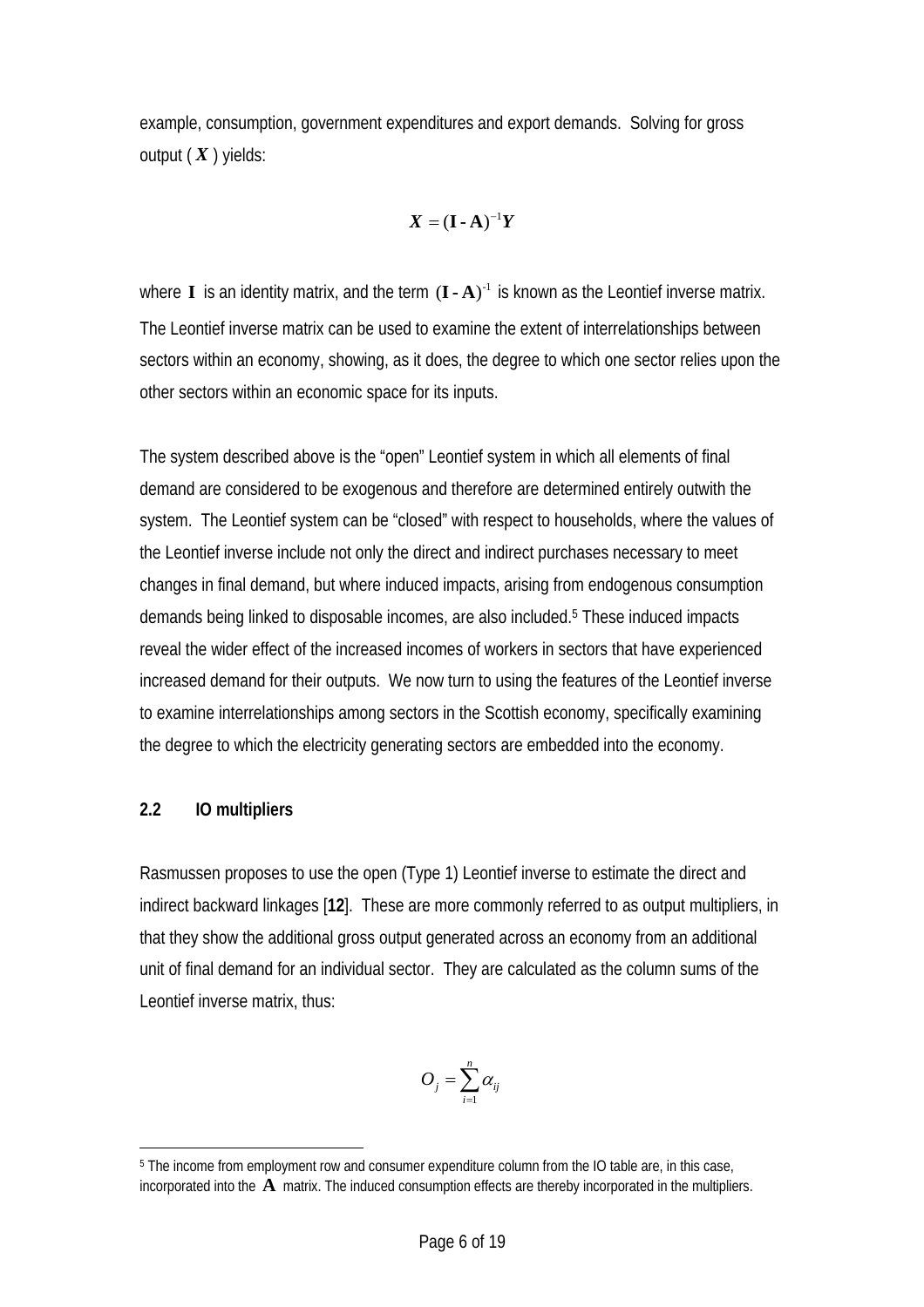example, consumption, government expenditures and export demands. Solving for gross output ( $\boldsymbol{X}$ ) yields:

$$\boldsymbol{X} = (\mathbf{I} - \mathbf{A})^{-1}\boldsymbol{Y}$$

where $\mathbf{I}$ is an identity matrix, and the term $(\mathbf{I} - \mathbf{A})^{-1}$ is known as the Leontief inverse matrix. The Leontief inverse matrix can be used to examine the extent of interrelationships between sectors within an economy, showing, as it does, the degree to which one sector relies upon the other sectors within an economic space for its inputs.

The system described above is the "open" Leontief system in which all elements of final demand are considered to be exogenous and therefore are determined entirely outwith the system. The Leontief system can be "closed" with respect to households, where the values of the Leontief inverse include not only the direct and indirect purchases necessary to meet changes in final demand, but where induced impacts, arising from endogenous consumption demands being linked to disposable incomes, are also included.[5] These induced impacts reveal the wider effect of the increased incomes of workers in sectors that have experienced increased demand for their outputs. We now turn to using the features of the Leontief inverse to examine interrelationships among sectors in the Scottish economy, specifically examining the degree to which the electricity generating sectors are embedded into the economy.

## 2.2 IO multipliers

Rasmussen proposes to use the open (Type 1) Leontief inverse to estimate the direct and indirect backward linkages [**12**]. These are more commonly referred to as output multipliers, in that they show the additional gross output generated across an economy from an additional unit of final demand for an individual sector. They are calculated as the column sums of the Leontief inverse matrix, thus:

$$O_j = \sum_{i=1}^{n} \alpha_{ij}$$

[5] The income from employment row and consumer expenditure column from the IO table are, in this case, incorporated into the $\mathbf{A}$ matrix. The induced consumption effects are thereby incorporated in the multipliers.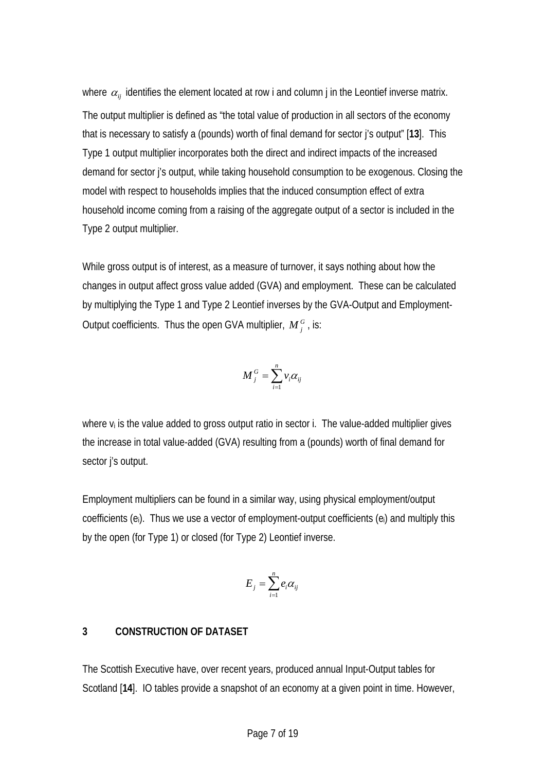where $\alpha_{ij}$ identifies the element located at row i and column j in the Leontief inverse matrix. The output multiplier is defined as "the total value of production in all sectors of the economy that is necessary to satisfy a (pounds) worth of final demand for sector j's output" [**13**]. This Type 1 output multiplier incorporates both the direct and indirect impacts of the increased demand for sector j's output, while taking household consumption to be exogenous. Closing the model with respect to households implies that the induced consumption effect of extra household income coming from a raising of the aggregate output of a sector is included in the Type 2 output multiplier.

While gross output is of interest, as a measure of turnover, it says nothing about how the changes in output affect gross value added (GVA) and employment. These can be calculated by multiplying the Type 1 and Type 2 Leontief inverses by the GVA-Output and Employment-Output coefficients. Thus the open GVA multiplier, $M_j^G$, is:

$$M_j^G = \sum_{i=1}^{n} v_i \alpha_{ij}$$

where $v_i$ is the value added to gross output ratio in sector i. The value-added multiplier gives the increase in total value-added (GVA) resulting from a (pounds) worth of final demand for sector j's output.

Employment multipliers can be found in a similar way, using physical employment/output coefficients ($e_i$). Thus we use a vector of employment-output coefficients ($e_i$) and multiply this by the open (for Type 1) or closed (for Type 2) Leontief inverse.

$$E_j = \sum_{i=1}^{n} e_i \alpha_{ij}$$

## 3 CONSTRUCTION OF DATASET

The Scottish Executive have, over recent years, produced annual Input-Output tables for Scotland [**14**]. IO tables provide a snapshot of an economy at a given point in time. However,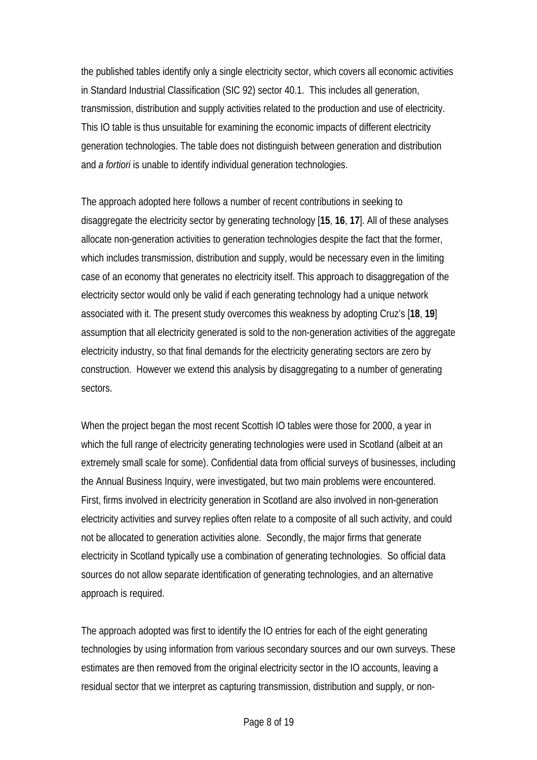the published tables identify only a single electricity sector, which covers all economic activities in Standard Industrial Classification (SIC 92) sector 40.1. This includes all generation, transmission, distribution and supply activities related to the production and use of electricity. This IO table is thus unsuitable for examining the economic impacts of different electricity generation technologies. The table does not distinguish between generation and distribution and *a fortiori* is unable to identify individual generation technologies.

The approach adopted here follows a number of recent contributions in seeking to disaggregate the electricity sector by generating technology [**15**, **16**, **17**]. All of these analyses allocate non-generation activities to generation technologies despite the fact that the former, which includes transmission, distribution and supply, would be necessary even in the limiting case of an economy that generates no electricity itself. This approach to disaggregation of the electricity sector would only be valid if each generating technology had a unique network associated with it. The present study overcomes this weakness by adopting Cruz's [**18**, **19**] assumption that all electricity generated is sold to the non-generation activities of the aggregate electricity industry, so that final demands for the electricity generating sectors are zero by construction. However we extend this analysis by disaggregating to a number of generating sectors.

When the project began the most recent Scottish IO tables were those for 2000, a year in which the full range of electricity generating technologies were used in Scotland (albeit at an extremely small scale for some). Confidential data from official surveys of businesses, including the Annual Business Inquiry, were investigated, but two main problems were encountered. First, firms involved in electricity generation in Scotland are also involved in non-generation electricity activities and survey replies often relate to a composite of all such activity, and could not be allocated to generation activities alone. Secondly, the major firms that generate electricity in Scotland typically use a combination of generating technologies. So official data sources do not allow separate identification of generating technologies, and an alternative approach is required.

The approach adopted was first to identify the IO entries for each of the eight generating technologies by using information from various secondary sources and our own surveys. These estimates are then removed from the original electricity sector in the IO accounts, leaving a residual sector that we interpret as capturing transmission, distribution and supply, or non-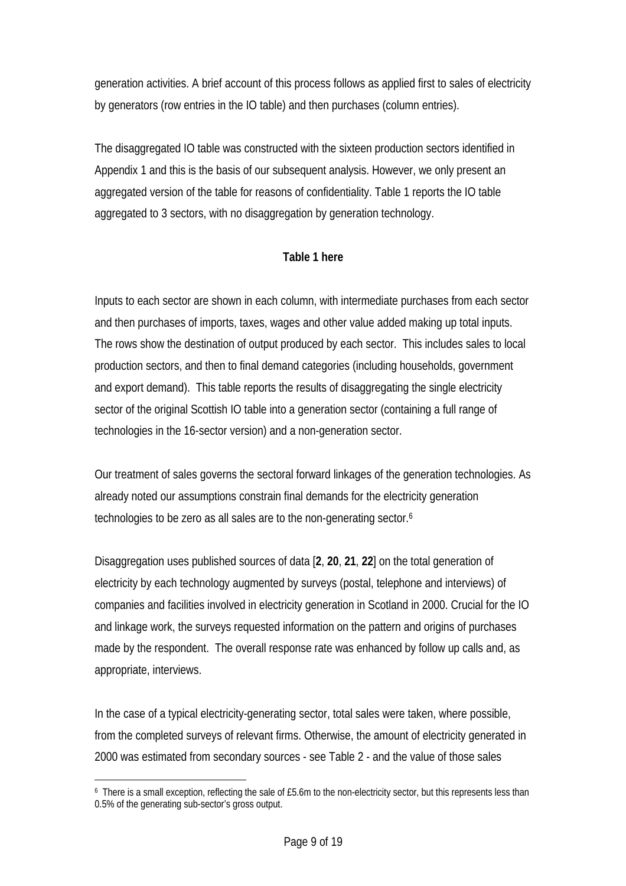generation activities. A brief account of this process follows as applied first to sales of electricity by generators (row entries in the IO table) and then purchases (column entries).

The disaggregated IO table was constructed with the sixteen production sectors identified in Appendix 1 and this is the basis of our subsequent analysis. However, we only present an aggregated version of the table for reasons of confidentiality. Table 1 reports the IO table aggregated to 3 sectors, with no disaggregation by generation technology.

**Table 1 here**

Inputs to each sector are shown in each column, with intermediate purchases from each sector and then purchases of imports, taxes, wages and other value added making up total inputs. The rows show the destination of output produced by each sector. This includes sales to local production sectors, and then to final demand categories (including households, government and export demand). This table reports the results of disaggregating the single electricity sector of the original Scottish IO table into a generation sector (containing a full range of technologies in the 16-sector version) and a non-generation sector.

Our treatment of sales governs the sectoral forward linkages of the generation technologies. As already noted our assumptions constrain final demands for the electricity generation technologies to be zero as all sales are to the non-generating sector.[6]

Disaggregation uses published sources of data [**2**, **20**, **21**, **22**] on the total generation of electricity by each technology augmented by surveys (postal, telephone and interviews) of companies and facilities involved in electricity generation in Scotland in 2000. Crucial for the IO and linkage work, the surveys requested information on the pattern and origins of purchases made by the respondent. The overall response rate was enhanced by follow up calls and, as appropriate, interviews.

In the case of a typical electricity-generating sector, total sales were taken, where possible, from the completed surveys of relevant firms. Otherwise, the amount of electricity generated in 2000 was estimated from secondary sources - see Table 2 - and the value of those sales

[6] There is a small exception, reflecting the sale of £5.6m to the non-electricity sector, but this represents less than 0.5% of the generating sub-sector's gross output.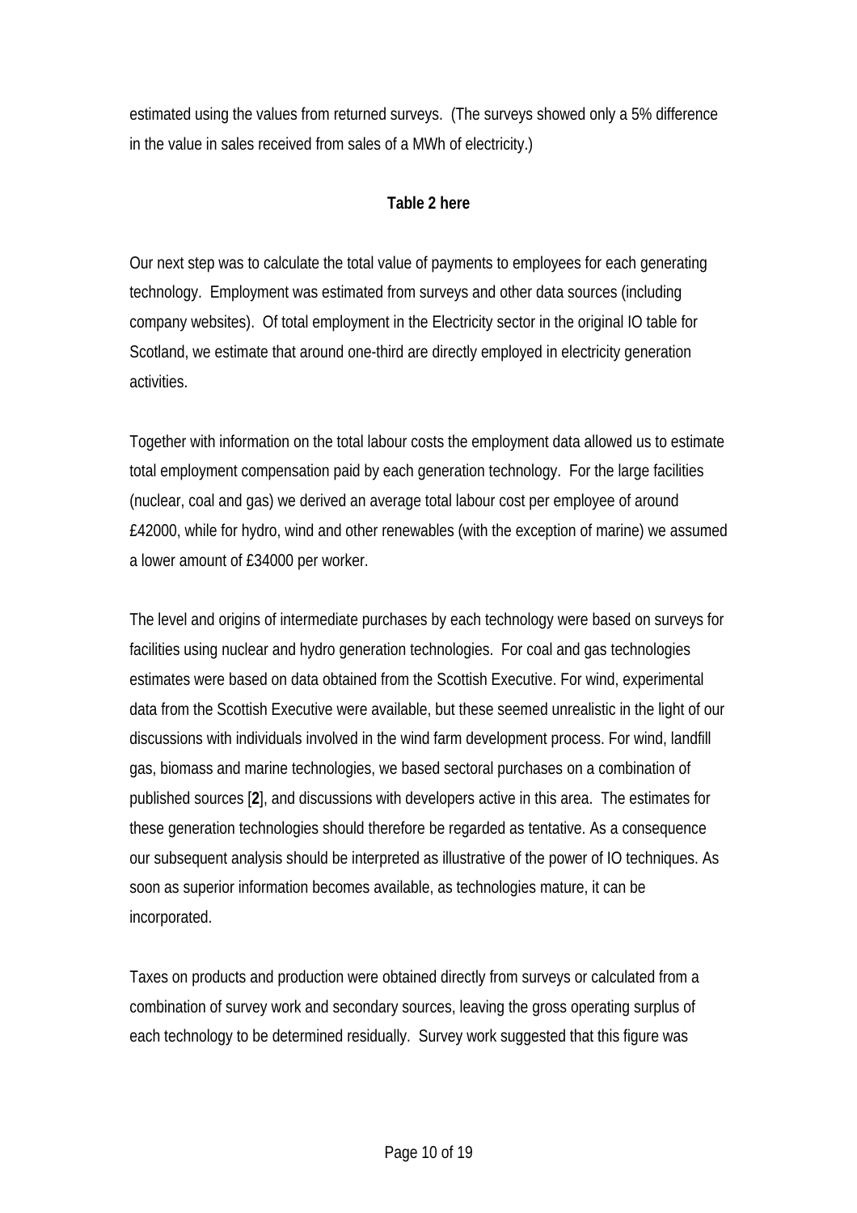estimated using the values from returned surveys. (The surveys showed only a 5% difference in the value in sales received from sales of a MWh of electricity.)

**Table 2 here**

Our next step was to calculate the total value of payments to employees for each generating technology. Employment was estimated from surveys and other data sources (including company websites). Of total employment in the Electricity sector in the original IO table for Scotland, we estimate that around one-third are directly employed in electricity generation activities.

Together with information on the total labour costs the employment data allowed us to estimate total employment compensation paid by each generation technology. For the large facilities (nuclear, coal and gas) we derived an average total labour cost per employee of around £42000, while for hydro, wind and other renewables (with the exception of marine) we assumed a lower amount of £34000 per worker.

The level and origins of intermediate purchases by each technology were based on surveys for facilities using nuclear and hydro generation technologies. For coal and gas technologies estimates were based on data obtained from the Scottish Executive. For wind, experimental data from the Scottish Executive were available, but these seemed unrealistic in the light of our discussions with individuals involved in the wind farm development process. For wind, landfill gas, biomass and marine technologies, we based sectoral purchases on a combination of published sources [**2**], and discussions with developers active in this area. The estimates for these generation technologies should therefore be regarded as tentative. As a consequence our subsequent analysis should be interpreted as illustrative of the power of IO techniques. As soon as superior information becomes available, as technologies mature, it can be incorporated.

Taxes on products and production were obtained directly from surveys or calculated from a combination of survey work and secondary sources, leaving the gross operating surplus of each technology to be determined residually. Survey work suggested that this figure was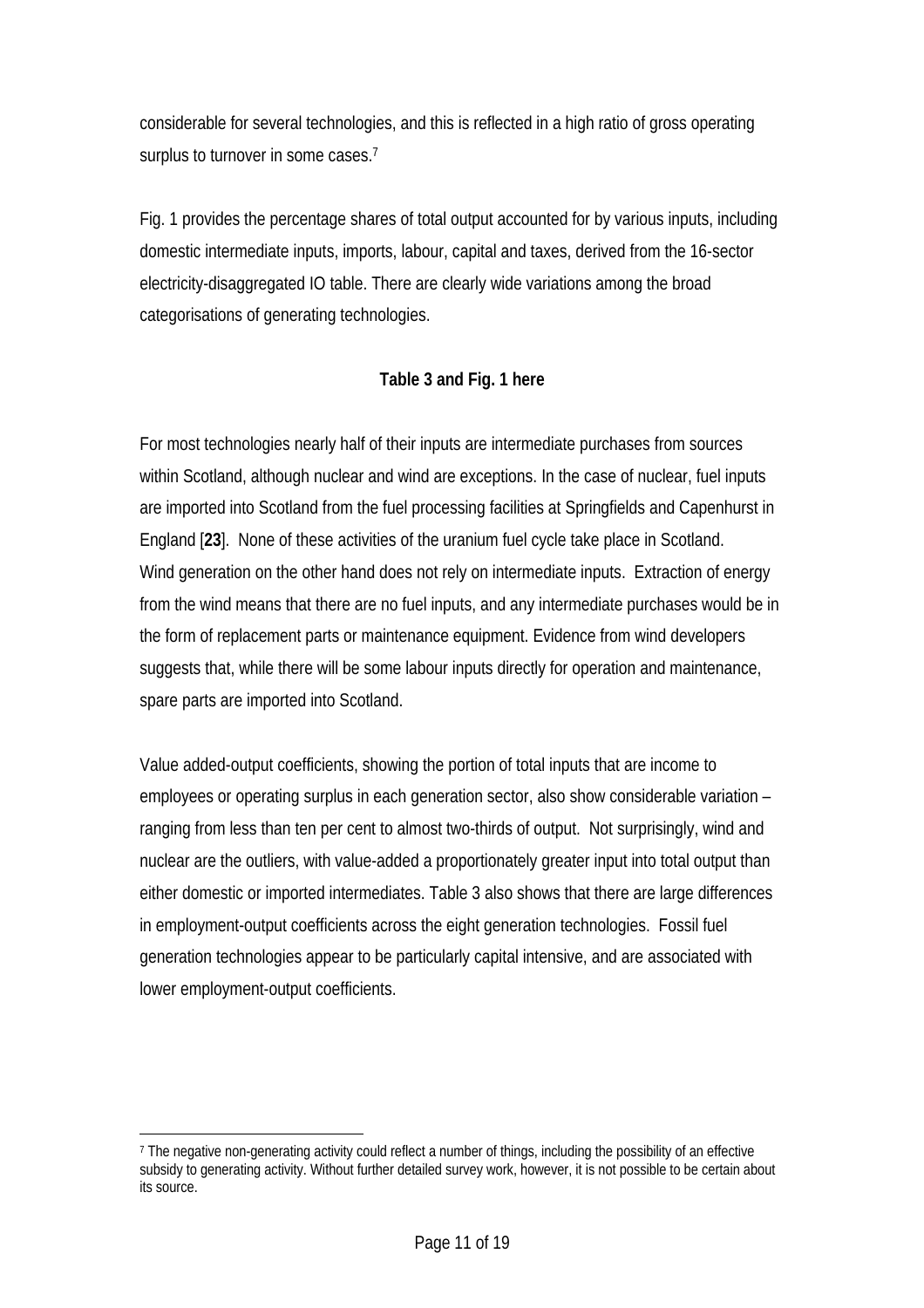considerable for several technologies, and this is reflected in a high ratio of gross operating surplus to turnover in some cases.[7]

Fig. 1 provides the percentage shares of total output accounted for by various inputs, including domestic intermediate inputs, imports, labour, capital and taxes, derived from the 16-sector electricity-disaggregated IO table. There are clearly wide variations among the broad categorisations of generating technologies.

**Table 3 and Fig. 1 here**

For most technologies nearly half of their inputs are intermediate purchases from sources within Scotland, although nuclear and wind are exceptions. In the case of nuclear, fuel inputs are imported into Scotland from the fuel processing facilities at Springfields and Capenhurst in England [**23**]. None of these activities of the uranium fuel cycle take place in Scotland. Wind generation on the other hand does not rely on intermediate inputs. Extraction of energy from the wind means that there are no fuel inputs, and any intermediate purchases would be in the form of replacement parts or maintenance equipment. Evidence from wind developers suggests that, while there will be some labour inputs directly for operation and maintenance, spare parts are imported into Scotland.

Value added-output coefficients, showing the portion of total inputs that are income to employees or operating surplus in each generation sector, also show considerable variation – ranging from less than ten per cent to almost two-thirds of output. Not surprisingly, wind and nuclear are the outliers, with value-added a proportionately greater input into total output than either domestic or imported intermediates. Table 3 also shows that there are large differences in employment-output coefficients across the eight generation technologies. Fossil fuel generation technologies appear to be particularly capital intensive, and are associated with lower employment-output coefficients.

---

[7] The negative non-generating activity could reflect a number of things, including the possibility of an effective subsidy to generating activity. Without further detailed survey work, however, it is not possible to be certain about its source.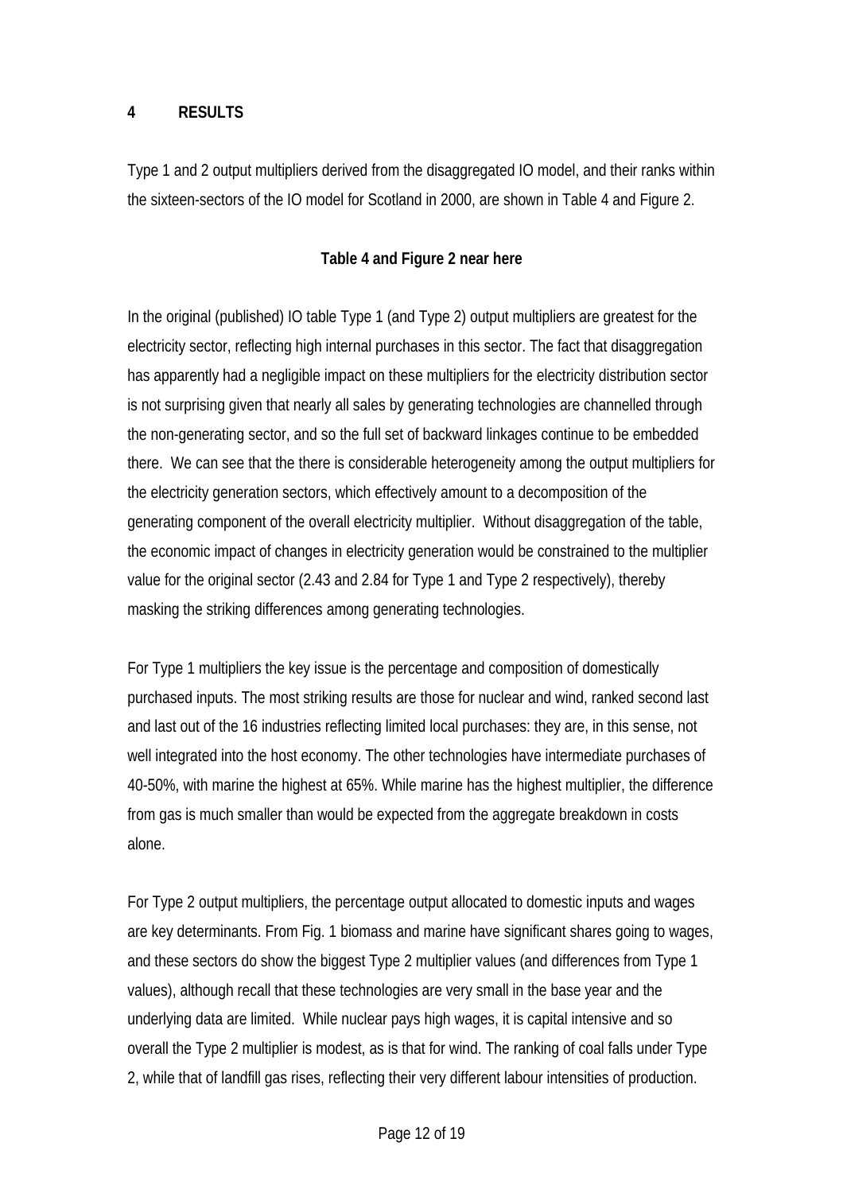## 4 RESULTS

Type 1 and 2 output multipliers derived from the disaggregated IO model, and their ranks within the sixteen-sectors of the IO model for Scotland in 2000, are shown in Table 4 and Figure 2.

**Table 4 and Figure 2 near here**

In the original (published) IO table Type 1 (and Type 2) output multipliers are greatest for the electricity sector, reflecting high internal purchases in this sector. The fact that disaggregation has apparently had a negligible impact on these multipliers for the electricity distribution sector is not surprising given that nearly all sales by generating technologies are channelled through the non-generating sector, and so the full set of backward linkages continue to be embedded there. We can see that the there is considerable heterogeneity among the output multipliers for the electricity generation sectors, which effectively amount to a decomposition of the generating component of the overall electricity multiplier. Without disaggregation of the table, the economic impact of changes in electricity generation would be constrained to the multiplier value for the original sector (2.43 and 2.84 for Type 1 and Type 2 respectively), thereby masking the striking differences among generating technologies.

For Type 1 multipliers the key issue is the percentage and composition of domestically purchased inputs. The most striking results are those for nuclear and wind, ranked second last and last out of the 16 industries reflecting limited local purchases: they are, in this sense, not well integrated into the host economy. The other technologies have intermediate purchases of 40-50%, with marine the highest at 65%. While marine has the highest multiplier, the difference from gas is much smaller than would be expected from the aggregate breakdown in costs alone.

For Type 2 output multipliers, the percentage output allocated to domestic inputs and wages are key determinants. From Fig. 1 biomass and marine have significant shares going to wages, and these sectors do show the biggest Type 2 multiplier values (and differences from Type 1 values), although recall that these technologies are very small in the base year and the underlying data are limited. While nuclear pays high wages, it is capital intensive and so overall the Type 2 multiplier is modest, as is that for wind. The ranking of coal falls under Type 2, while that of landfill gas rises, reflecting their very different labour intensities of production.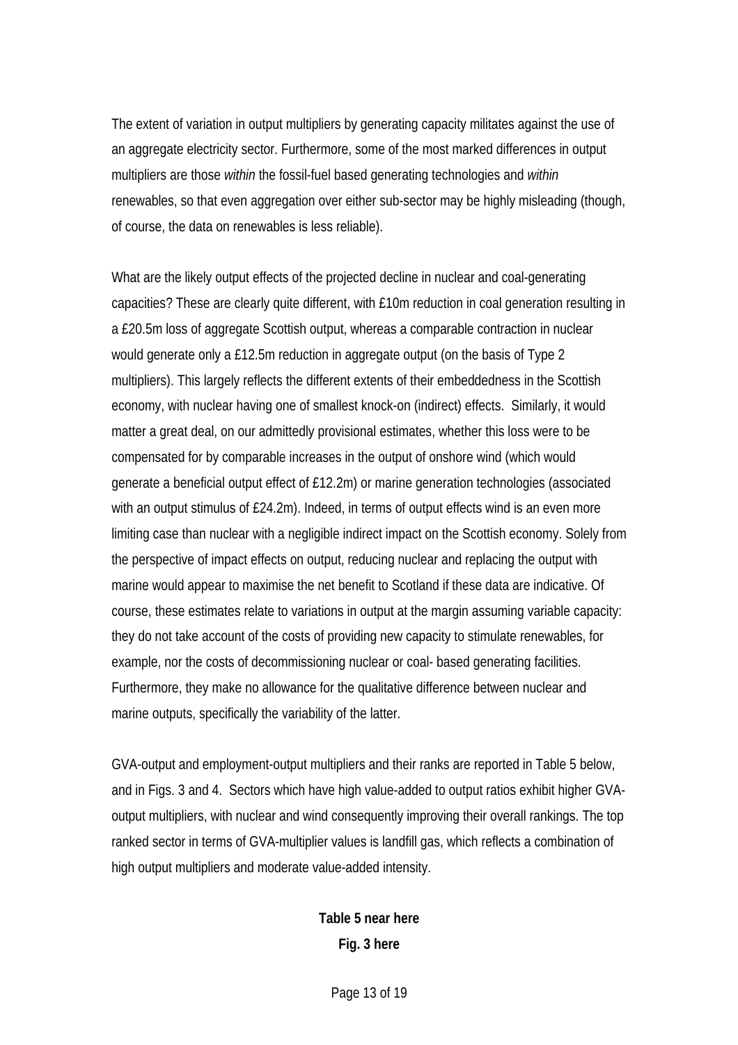The extent of variation in output multipliers by generating capacity militates against the use of an aggregate electricity sector. Furthermore, some of the most marked differences in output multipliers are those *within* the fossil-fuel based generating technologies and *within* renewables, so that even aggregation over either sub-sector may be highly misleading (though, of course, the data on renewables is less reliable).

What are the likely output effects of the projected decline in nuclear and coal-generating capacities? These are clearly quite different, with £10m reduction in coal generation resulting in a £20.5m loss of aggregate Scottish output, whereas a comparable contraction in nuclear would generate only a £12.5m reduction in aggregate output (on the basis of Type 2 multipliers). This largely reflects the different extents of their embeddedness in the Scottish economy, with nuclear having one of smallest knock-on (indirect) effects. Similarly, it would matter a great deal, on our admittedly provisional estimates, whether this loss were to be compensated for by comparable increases in the output of onshore wind (which would generate a beneficial output effect of £12.2m) or marine generation technologies (associated with an output stimulus of £24.2m). Indeed, in terms of output effects wind is an even more limiting case than nuclear with a negligible indirect impact on the Scottish economy. Solely from the perspective of impact effects on output, reducing nuclear and replacing the output with marine would appear to maximise the net benefit to Scotland if these data are indicative. Of course, these estimates relate to variations in output at the margin assuming variable capacity: they do not take account of the costs of providing new capacity to stimulate renewables, for example, nor the costs of decommissioning nuclear or coal- based generating facilities. Furthermore, they make no allowance for the qualitative difference between nuclear and marine outputs, specifically the variability of the latter.

GVA-output and employment-output multipliers and their ranks are reported in Table 5 below, and in Figs. 3 and 4. Sectors which have high value-added to output ratios exhibit higher GVA-output multipliers, with nuclear and wind consequently improving their overall rankings. The top ranked sector in terms of GVA-multiplier values is landfill gas, which reflects a combination of high output multipliers and moderate value-added intensity.

**Table 5 near here**

**Fig. 3 here**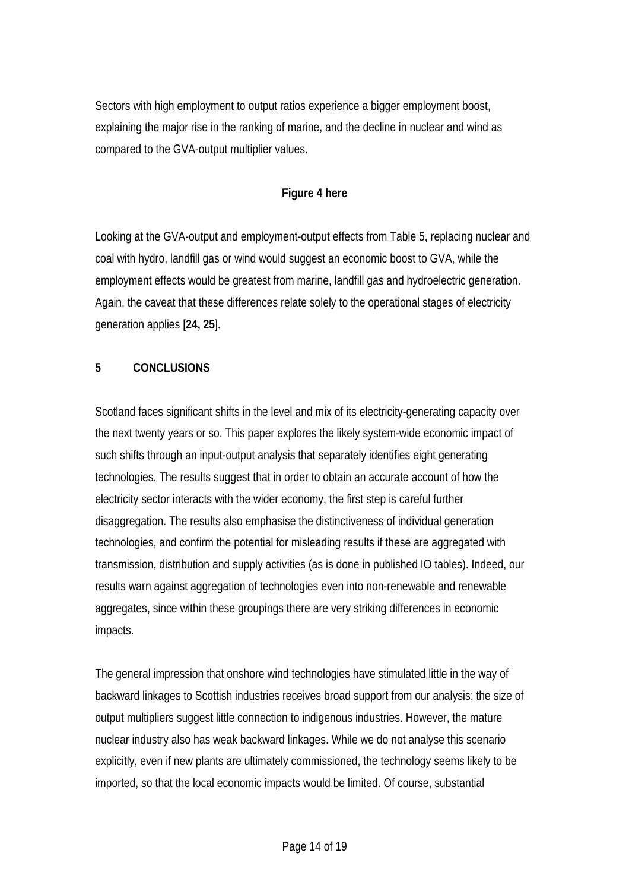Sectors with high employment to output ratios experience a bigger employment boost, explaining the major rise in the ranking of marine, and the decline in nuclear and wind as compared to the GVA-output multiplier values.

**Figure 4 here**

Looking at the GVA-output and employment-output effects from Table 5, replacing nuclear and coal with hydro, landfill gas or wind would suggest an economic boost to GVA, while the employment effects would be greatest from marine, landfill gas and hydroelectric generation. Again, the caveat that these differences relate solely to the operational stages of electricity generation applies [**24, 25**].

## 5 CONCLUSIONS

Scotland faces significant shifts in the level and mix of its electricity-generating capacity over the next twenty years or so. This paper explores the likely system-wide economic impact of such shifts through an input-output analysis that separately identifies eight generating technologies. The results suggest that in order to obtain an accurate account of how the electricity sector interacts with the wider economy, the first step is careful further disaggregation. The results also emphasise the distinctiveness of individual generation technologies, and confirm the potential for misleading results if these are aggregated with transmission, distribution and supply activities (as is done in published IO tables). Indeed, our results warn against aggregation of technologies even into non-renewable and renewable aggregates, since within these groupings there are very striking differences in economic impacts.

The general impression that onshore wind technologies have stimulated little in the way of backward linkages to Scottish industries receives broad support from our analysis: the size of output multipliers suggest little connection to indigenous industries. However, the mature nuclear industry also has weak backward linkages. While we do not analyse this scenario explicitly, even if new plants are ultimately commissioned, the technology seems likely to be imported, so that the local economic impacts would be limited. Of course, substantial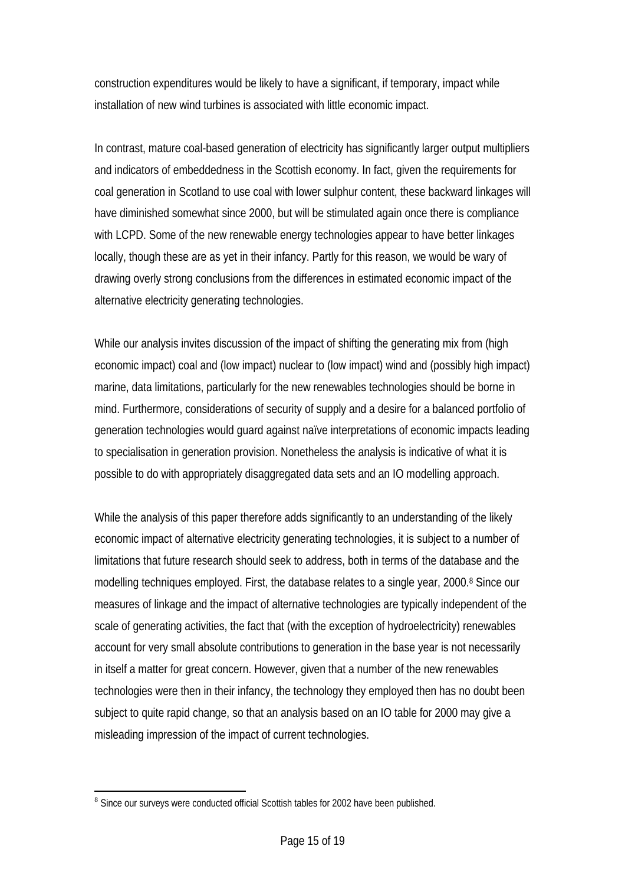construction expenditures would be likely to have a significant, if temporary, impact while installation of new wind turbines is associated with little economic impact.

In contrast, mature coal-based generation of electricity has significantly larger output multipliers and indicators of embeddedness in the Scottish economy. In fact, given the requirements for coal generation in Scotland to use coal with lower sulphur content, these backward linkages will have diminished somewhat since 2000, but will be stimulated again once there is compliance with LCPD. Some of the new renewable energy technologies appear to have better linkages locally, though these are as yet in their infancy. Partly for this reason, we would be wary of drawing overly strong conclusions from the differences in estimated economic impact of the alternative electricity generating technologies.

While our analysis invites discussion of the impact of shifting the generating mix from (high economic impact) coal and (low impact) nuclear to (low impact) wind and (possibly high impact) marine, data limitations, particularly for the new renewables technologies should be borne in mind. Furthermore, considerations of security of supply and a desire for a balanced portfolio of generation technologies would guard against naïve interpretations of economic impacts leading to specialisation in generation provision. Nonetheless the analysis is indicative of what it is possible to do with appropriately disaggregated data sets and an IO modelling approach.

While the analysis of this paper therefore adds significantly to an understanding of the likely economic impact of alternative electricity generating technologies, it is subject to a number of limitations that future research should seek to address, both in terms of the database and the modelling techniques employed. First, the database relates to a single year, 2000.[8] Since our measures of linkage and the impact of alternative technologies are typically independent of the scale of generating activities, the fact that (with the exception of hydroelectricity) renewables account for very small absolute contributions to generation in the base year is not necessarily in itself a matter for great concern. However, given that a number of the new renewables technologies were then in their infancy, the technology they employed then has no doubt been subject to quite rapid change, so that an analysis based on an IO table for 2000 may give a misleading impression of the impact of current technologies.

[8] Since our surveys were conducted official Scottish tables for 2002 have been published.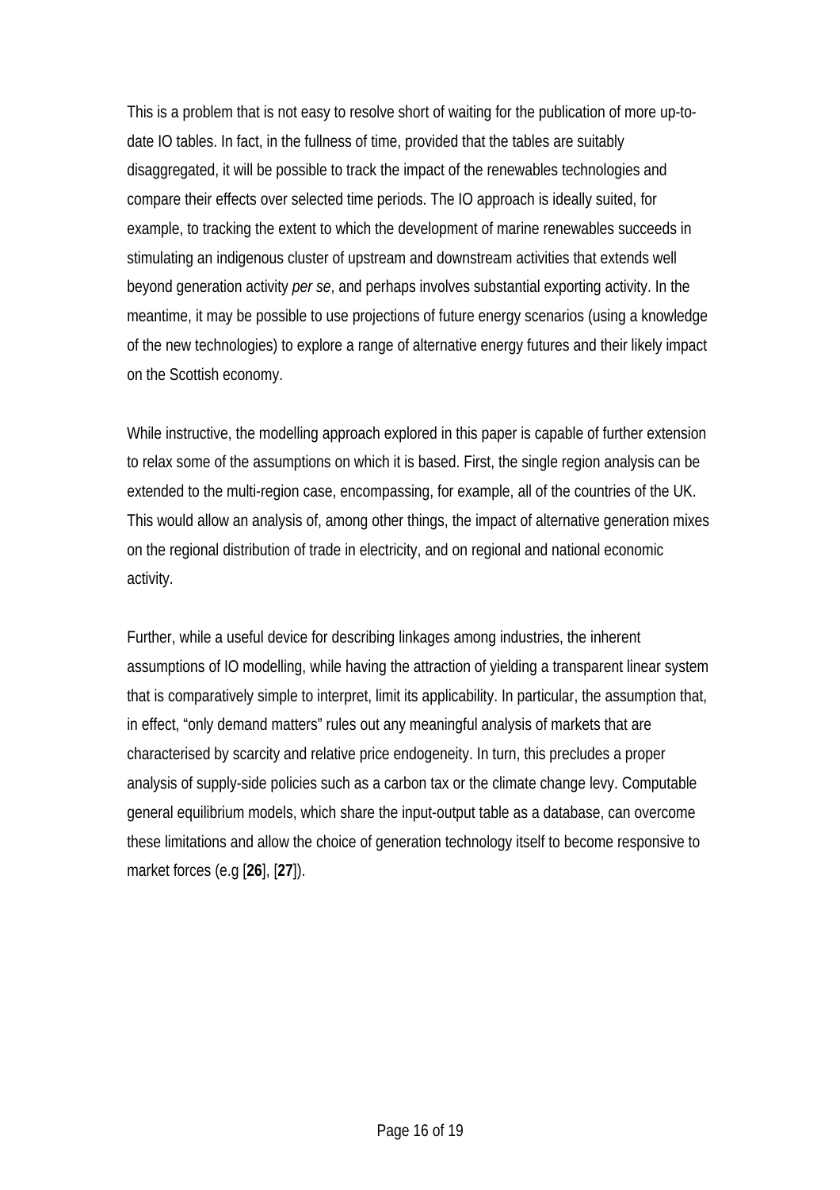This is a problem that is not easy to resolve short of waiting for the publication of more up-to-date IO tables. In fact, in the fullness of time, provided that the tables are suitably disaggregated, it will be possible to track the impact of the renewables technologies and compare their effects over selected time periods. The IO approach is ideally suited, for example, to tracking the extent to which the development of marine renewables succeeds in stimulating an indigenous cluster of upstream and downstream activities that extends well beyond generation activity *per se*, and perhaps involves substantial exporting activity. In the meantime, it may be possible to use projections of future energy scenarios (using a knowledge of the new technologies) to explore a range of alternative energy futures and their likely impact on the Scottish economy.

While instructive, the modelling approach explored in this paper is capable of further extension to relax some of the assumptions on which it is based. First, the single region analysis can be extended to the multi-region case, encompassing, for example, all of the countries of the UK. This would allow an analysis of, among other things, the impact of alternative generation mixes on the regional distribution of trade in electricity, and on regional and national economic activity.

Further, while a useful device for describing linkages among industries, the inherent assumptions of IO modelling, while having the attraction of yielding a transparent linear system that is comparatively simple to interpret, limit its applicability. In particular, the assumption that, in effect, "only demand matters" rules out any meaningful analysis of markets that are characterised by scarcity and relative price endogeneity. In turn, this precludes a proper analysis of supply-side policies such as a carbon tax or the climate change levy. Computable general equilibrium models, which share the input-output table as a database, can overcome these limitations and allow the choice of generation technology itself to become responsive to market forces (e.g [**26**], [**27**]).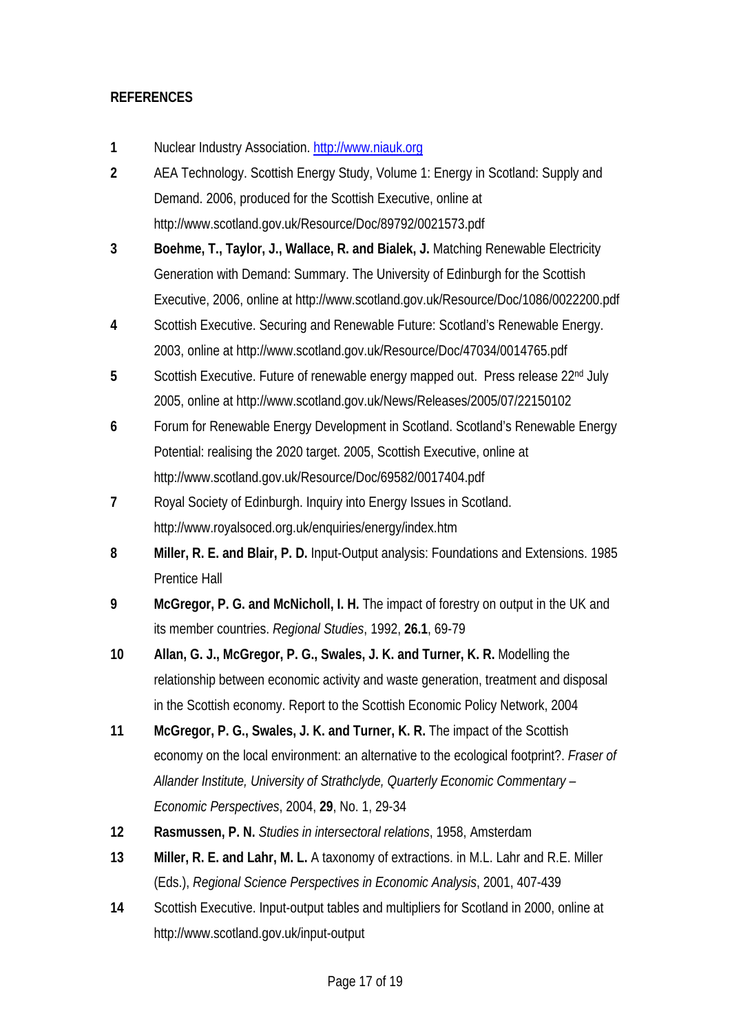**REFERENCES**

1. Nuclear Industry Association. http://www.niauk.org
2. AEA Technology. Scottish Energy Study, Volume 1: Energy in Scotland: Supply and Demand. 2006, produced for the Scottish Executive, online at http://www.scotland.gov.uk/Resource/Doc/89792/0021573.pdf
3. **Boehme, T., Taylor, J., Wallace, R. and Bialek, J.** Matching Renewable Electricity Generation with Demand: Summary. The University of Edinburgh for the Scottish Executive, 2006, online at http://www.scotland.gov.uk/Resource/Doc/1086/0022200.pdf
4. Scottish Executive. Securing and Renewable Future: Scotland's Renewable Energy. 2003, online at http://www.scotland.gov.uk/Resource/Doc/47034/0014765.pdf
5. Scottish Executive. Future of renewable energy mapped out. Press release 22nd July 2005, online at http://www.scotland.gov.uk/News/Releases/2005/07/22150102
6. Forum for Renewable Energy Development in Scotland. Scotland's Renewable Energy Potential: realising the 2020 target. 2005, Scottish Executive, online at http://www.scotland.gov.uk/Resource/Doc/69582/0017404.pdf
7. Royal Society of Edinburgh. Inquiry into Energy Issues in Scotland. http://www.royalsoced.org.uk/enquiries/energy/index.htm
8. **Miller, R. E. and Blair, P. D.** Input-Output analysis: Foundations and Extensions. 1985 Prentice Hall
9. **McGregor, P. G. and McNicholl, I. H.** The impact of forestry on output in the UK and its member countries. *Regional Studies*, 1992, **26.1**, 69-79
10. **Allan, G. J., McGregor, P. G., Swales, J. K. and Turner, K. R.** Modelling the relationship between economic activity and waste generation, treatment and disposal in the Scottish economy. Report to the Scottish Economic Policy Network, 2004
11. **McGregor, P. G., Swales, J. K. and Turner, K. R.** The impact of the Scottish economy on the local environment: an alternative to the ecological footprint?. *Fraser of Allander Institute, University of Strathclyde, Quarterly Economic Commentary – Economic Perspectives*, 2004, **29**, No. 1, 29-34
12. **Rasmussen, P. N.** *Studies in intersectoral relations*, 1958, Amsterdam
13. **Miller, R. E. and Lahr, M. L.** A taxonomy of extractions. in M.L. Lahr and R.E. Miller (Eds.), *Regional Science Perspectives in Economic Analysis*, 2001, 407-439
14. Scottish Executive. Input-output tables and multipliers for Scotland in 2000, online at http://www.scotland.gov.uk/input-output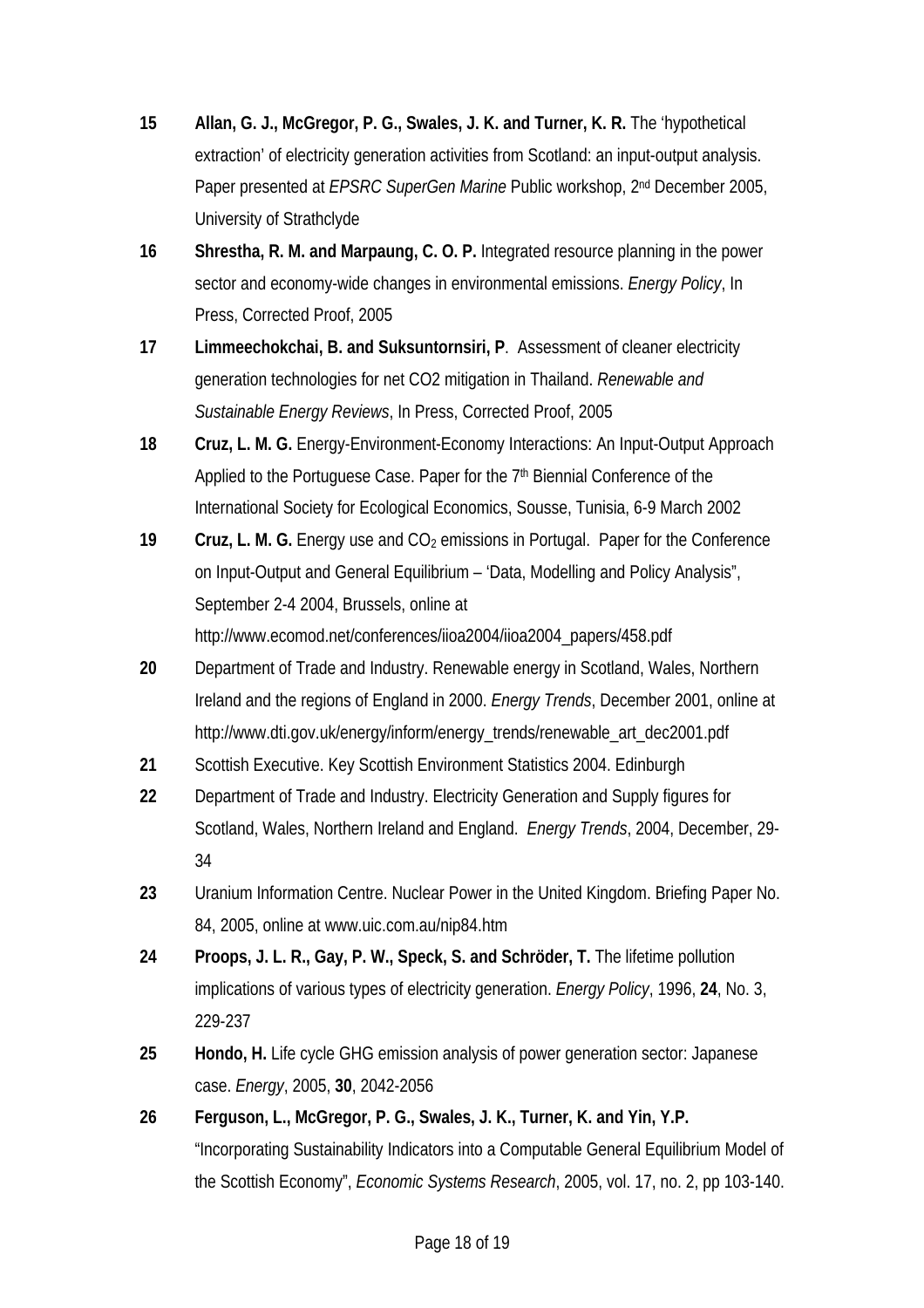**15** **Allan, G. J., McGregor, P. G., Swales, J. K. and Turner, K. R.** The 'hypothetical extraction' of electricity generation activities from Scotland: an input-output analysis. Paper presented at *EPSRC SuperGen Marine* Public workshop, 2nd December 2005, University of Strathclyde

**16** **Shrestha, R. M. and Marpaung, C. O. P.** Integrated resource planning in the power sector and economy-wide changes in environmental emissions. *Energy Policy*, In Press, Corrected Proof, 2005

**17** **Limmeechokchai, B. and Suksuntornsiri, P**. Assessment of cleaner electricity generation technologies for net CO2 mitigation in Thailand. *Renewable and Sustainable Energy Reviews*, In Press, Corrected Proof, 2005

**18** **Cruz, L. M. G.** Energy-Environment-Economy Interactions: An Input-Output Approach Applied to the Portuguese Case. Paper for the 7th Biennial Conference of the International Society for Ecological Economics, Sousse, Tunisia, 6-9 March 2002

**19** **Cruz, L. M. G.** Energy use and $CO_2$ emissions in Portugal. Paper for the Conference on Input-Output and General Equilibrium – 'Data, Modelling and Policy Analysis", September 2-4 2004, Brussels, online at http://www.ecomod.net/conferences/iioa2004/iioa2004_papers/458.pdf

**20** Department of Trade and Industry. Renewable energy in Scotland, Wales, Northern Ireland and the regions of England in 2000. *Energy Trends*, December 2001, online at http://www.dti.gov.uk/energy/inform/energy_trends/renewable_art_dec2001.pdf

**21** Scottish Executive. Key Scottish Environment Statistics 2004. Edinburgh

**22** Department of Trade and Industry. Electricity Generation and Supply figures for Scotland, Wales, Northern Ireland and England. *Energy Trends*, 2004, December, 29-34

**23** Uranium Information Centre. Nuclear Power in the United Kingdom. Briefing Paper No. 84, 2005, online at www.uic.com.au/nip84.htm

**24** **Proops, J. L. R., Gay, P. W., Speck, S. and Schröder, T.** The lifetime pollution implications of various types of electricity generation. *Energy Policy*, 1996, **24**, No. 3, 229-237

**25** **Hondo, H.** Life cycle GHG emission analysis of power generation sector: Japanese case. *Energy*, 2005, **30**, 2042-2056

**26** **Ferguson, L., McGregor, P. G., Swales, J. K., Turner, K. and Yin, Y.P.** "Incorporating Sustainability Indicators into a Computable General Equilibrium Model of the Scottish Economy", *Economic Systems Research*, 2005, vol. 17, no. 2, pp 103-140.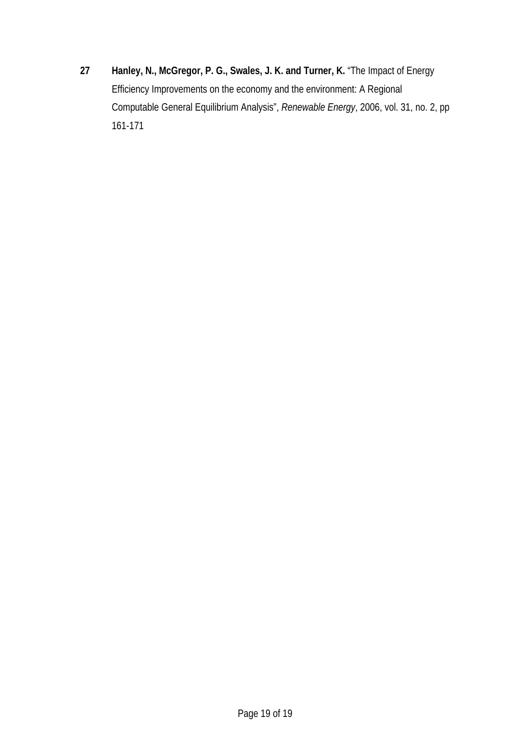27 **Hanley, N., McGregor, P. G., Swales, J. K. and Turner, K.** "The Impact of Energy Efficiency Improvements on the economy and the environment: A Regional Computable General Equilibrium Analysis", *Renewable Energy*, 2006, vol. 31, no. 2, pp 161-171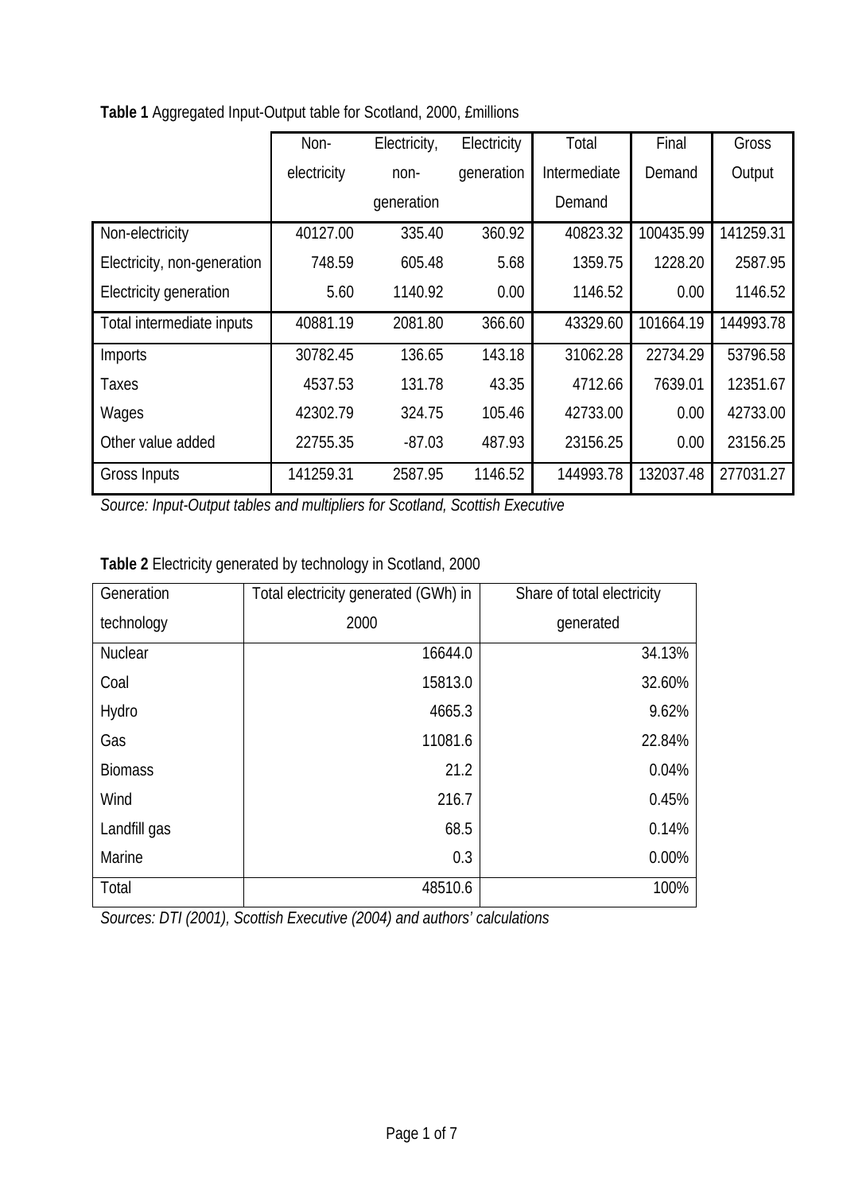**Table 1** Aggregated Input-Output table for Scotland, 2000, £millions

| | Non-electricity | Electricity, non-generation | Electricity generation | Total Intermediate Demand | Final Demand | Gross Output |
|---|---|---|---|---|---|---|
| Non-electricity | 40127.00 | 335.40 | 360.92 | 40823.32 | 100435.99 | 141259.31 |
| Electricity, non-generation | 748.59 | 605.48 | 5.68 | 1359.75 | 1228.20 | 2587.95 |
| Electricity generation | 5.60 | 1140.92 | 0.00 | 1146.52 | 0.00 | 1146.52 |
| Total intermediate inputs | 40881.19 | 2081.80 | 366.60 | 43329.60 | 101664.19 | 144993.78 |
| Imports | 30782.45 | 136.65 | 143.18 | 31062.28 | 22734.29 | 53796.58 |
| Taxes | 4537.53 | 131.78 | 43.35 | 4712.66 | 7639.01 | 12351.67 |
| Wages | 42302.79 | 324.75 | 105.46 | 42733.00 | 0.00 | 42733.00 |
| Other value added | 22755.35 | -87.03 | 487.93 | 23156.25 | 0.00 | 23156.25 |
| Gross Inputs | 141259.31 | 2587.95 | 1146.52 | 144993.78 | 132037.48 | 277031.27 |

*Source: Input-Output tables and multipliers for Scotland, Scottish Executive*

**Table 2** Electricity generated by technology in Scotland, 2000

| Generation technology | Total electricity generated (GWh) in 2000 | Share of total electricity generated |
|---|---|---|
| Nuclear | 16644.0 | 34.13% |
| Coal | 15813.0 | 32.60% |
| Hydro | 4665.3 | 9.62% |
| Gas | 11081.6 | 22.84% |
| Biomass | 21.2 | 0.04% |
| Wind | 216.7 | 0.45% |
| Landfill gas | 68.5 | 0.14% |
| Marine | 0.3 | 0.00% |
| Total | 48510.6 | 100% |

*Sources: DTI (2001), Scottish Executive (2004) and authors' calculations*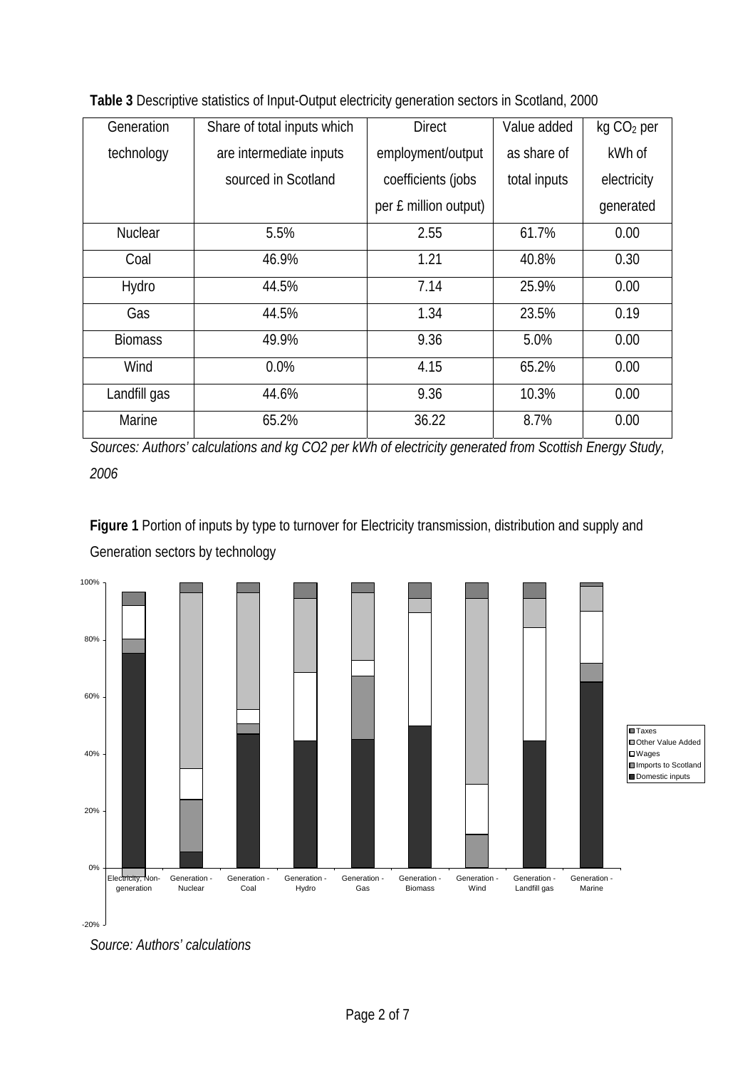**Table 3** Descriptive statistics of Input-Output electricity generation sectors in Scotland, 2000

| Generation technology | Share of total inputs which are intermediate inputs sourced in Scotland | Direct employment/output coefficients (jobs per £ million output) | Value added as share of total inputs | kg $CO_2$ per kWh of electricity generated |
|---|---|---|---|---|
| Nuclear | 5.5% | 2.55 | 61.7% | 0.00 |
| Coal | 46.9% | 1.21 | 40.8% | 0.30 |
| Hydro | 44.5% | 7.14 | 25.9% | 0.00 |
| Gas | 44.5% | 1.34 | 23.5% | 0.19 |
| Biomass | 49.9% | 9.36 | 5.0% | 0.00 |
| Wind | 0.0% | 4.15 | 65.2% | 0.00 |
| Landfill gas | 44.6% | 9.36 | 10.3% | 0.00 |
| Marine | 65.2% | 36.22 | 8.7% | 0.00 |

*Sources: Authors' calculations and kg CO2 per kWh of electricity generated from Scottish Energy Study, 2006*

**Figure 1** Portion of inputs by type to turnover for Electricity transmission, distribution and supply and Generation sectors by technology

*Source: Authors' calculations*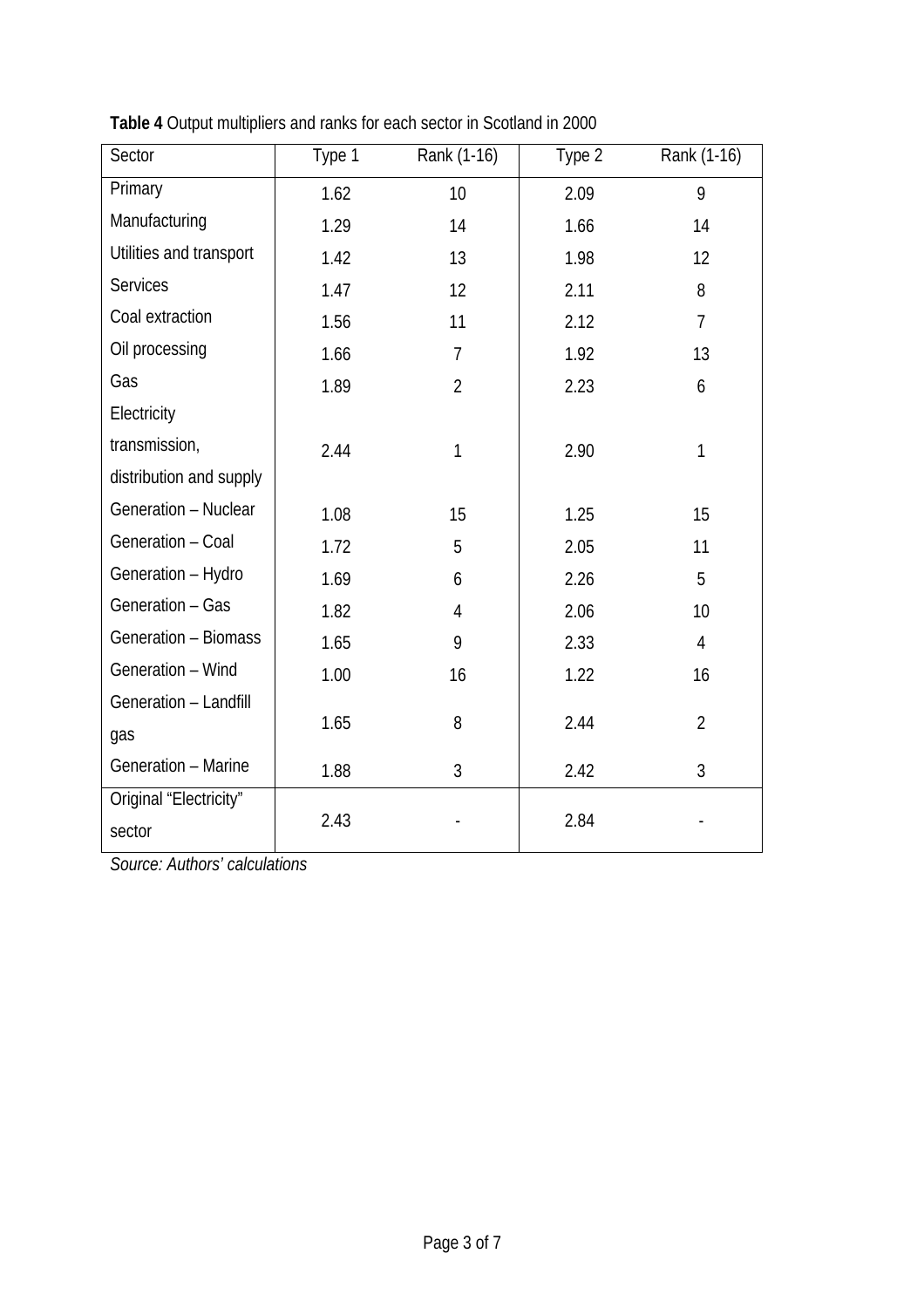**Table 4** Output multipliers and ranks for each sector in Scotland in 2000

| Sector | Type 1 | Rank (1-16) | Type 2 | Rank (1-16) |
|---|---|---|---|---|
| Primary | 1.62 | 10 | 2.09 | 9 |
| Manufacturing | 1.29 | 14 | 1.66 | 14 |
| Utilities and transport | 1.42 | 13 | 1.98 | 12 |
| Services | 1.47 | 12 | 2.11 | 8 |
| Coal extraction | 1.56 | 11 | 2.12 | 7 |
| Oil processing | 1.66 | 7 | 1.92 | 13 |
| Gas | 1.89 | 2 | 2.23 | 6 |
| Electricity transmission, distribution and supply | 2.44 | 1 | 2.90 | 1 |
| Generation – Nuclear | 1.08 | 15 | 1.25 | 15 |
| Generation – Coal | 1.72 | 5 | 2.05 | 11 |
| Generation – Hydro | 1.69 | 6 | 2.26 | 5 |
| Generation – Gas | 1.82 | 4 | 2.06 | 10 |
| Generation – Biomass | 1.65 | 9 | 2.33 | 4 |
| Generation – Wind | 1.00 | 16 | 1.22 | 16 |
| Generation – Landfill gas | 1.65 | 8 | 2.44 | 2 |
| Generation – Marine | 1.88 | 3 | 2.42 | 3 |
| Original "Electricity" sector | 2.43 | - | 2.84 | - |

*Source: Authors' calculations*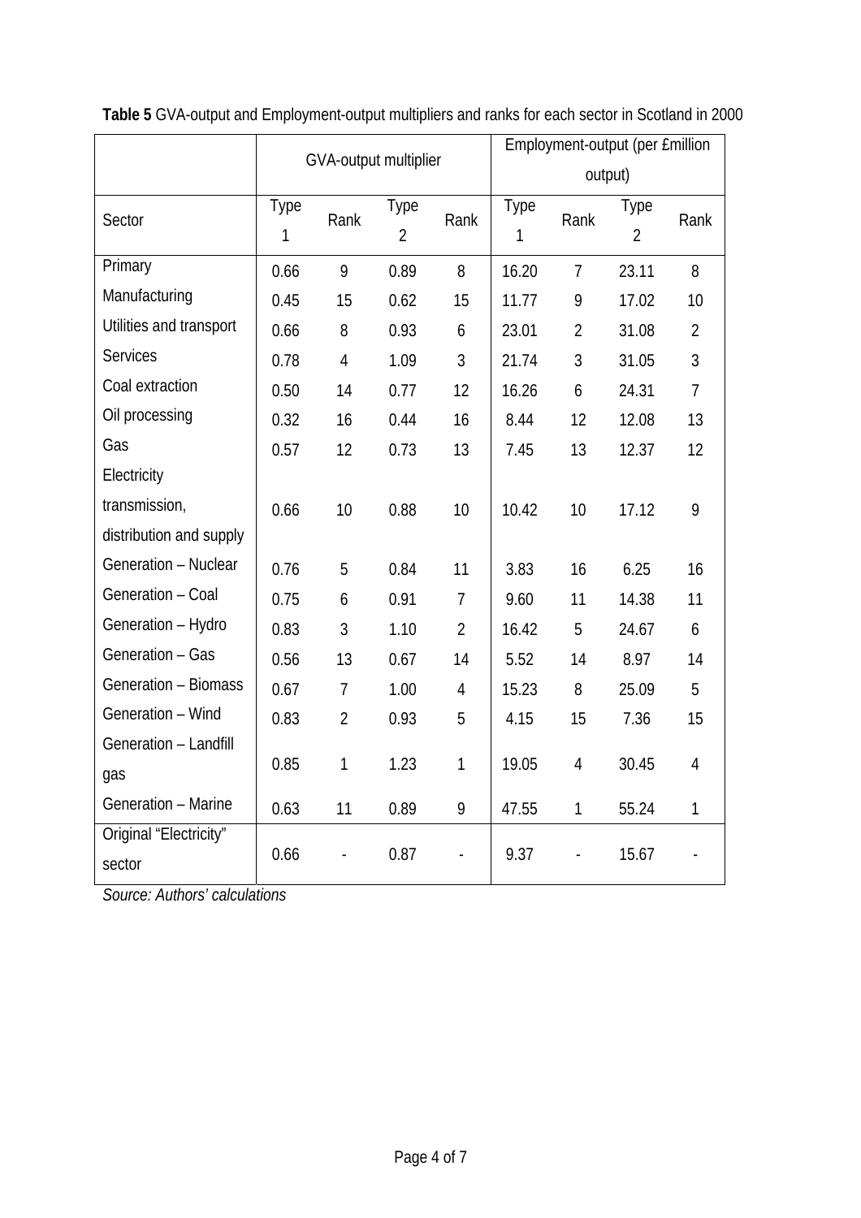**Table 5** GVA-output and Employment-output multipliers and ranks for each sector in Scotland in 2000

| | GVA-output multiplier | | | | Employment-output (per £million output) | | | |
|---|---|---|---|---|---|---|---|---|
| Sector | Type 1 | Rank | Type 2 | Rank | Type 1 | Rank | Type 2 | Rank |
| Primary | 0.66 | 9 | 0.89 | 8 | 16.20 | 7 | 23.11 | 8 |
| Manufacturing | 0.45 | 15 | 0.62 | 15 | 11.77 | 9 | 17.02 | 10 |
| Utilities and transport | 0.66 | 8 | 0.93 | 6 | 23.01 | 2 | 31.08 | 2 |
| Services | 0.78 | 4 | 1.09 | 3 | 21.74 | 3 | 31.05 | 3 |
| Coal extraction | 0.50 | 14 | 0.77 | 12 | 16.26 | 6 | 24.31 | 7 |
| Oil processing | 0.32 | 16 | 0.44 | 16 | 8.44 | 12 | 12.08 | 13 |
| Gas | 0.57 | 12 | 0.73 | 13 | 7.45 | 13 | 12.37 | 12 |
| Electricity transmission, distribution and supply | 0.66 | 10 | 0.88 | 10 | 10.42 | 10 | 17.12 | 9 |
| Generation – Nuclear | 0.76 | 5 | 0.84 | 11 | 3.83 | 16 | 6.25 | 16 |
| Generation – Coal | 0.75 | 6 | 0.91 | 7 | 9.60 | 11 | 14.38 | 11 |
| Generation – Hydro | 0.83 | 3 | 1.10 | 2 | 16.42 | 5 | 24.67 | 6 |
| Generation – Gas | 0.56 | 13 | 0.67 | 14 | 5.52 | 14 | 8.97 | 14 |
| Generation – Biomass | 0.67 | 7 | 1.00 | 4 | 15.23 | 8 | 25.09 | 5 |
| Generation – Wind | 0.83 | 2 | 0.93 | 5 | 4.15 | 15 | 7.36 | 15 |
| Generation – Landfill gas | 0.85 | 1 | 1.23 | 1 | 19.05 | 4 | 30.45 | 4 |
| Generation – Marine | 0.63 | 11 | 0.89 | 9 | 47.55 | 1 | 55.24 | 1 |
| Original "Electricity" sector | 0.66 | - | 0.87 | - | 9.37 | - | 15.67 | - |

*Source: Authors' calculations*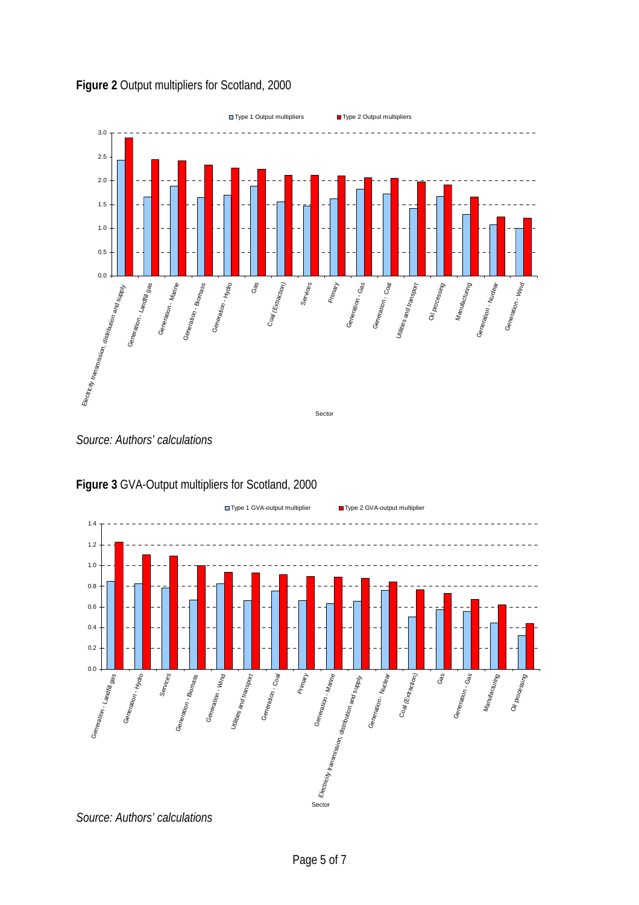**Figure 2** Output multipliers for Scotland, 2000

*Source: Authors' calculations*

**Figure 3** GVA-Output multipliers for Scotland, 2000

*Source: Authors' calculations*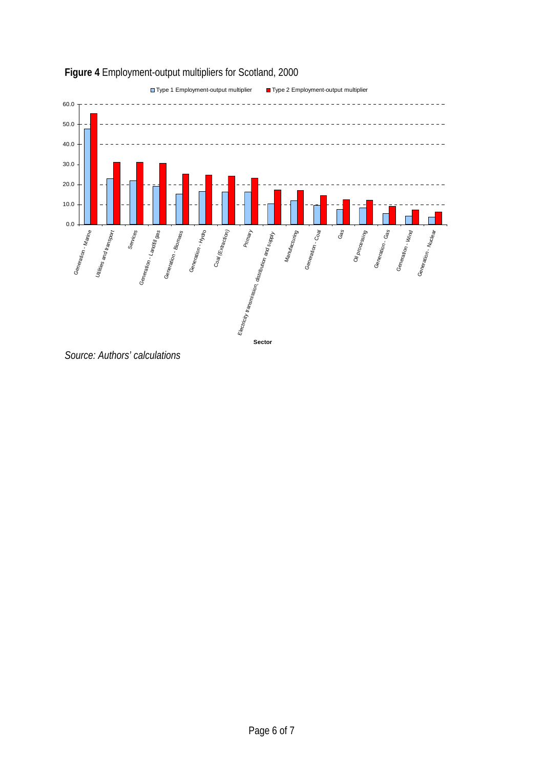**Figure 4** Employment-output multipliers for Scotland, 2000

*Source: Authors' calculations*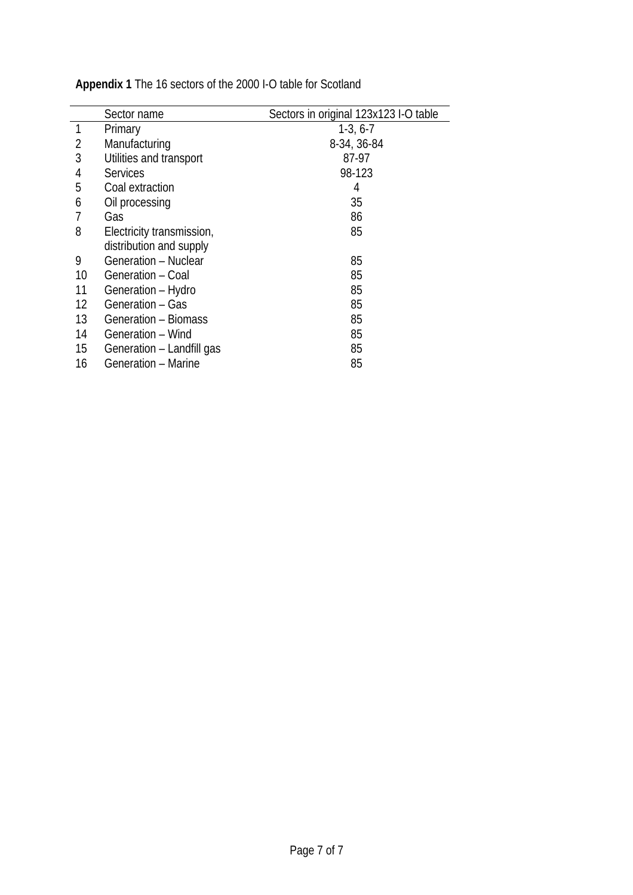**Appendix 1** The 16 sectors of the 2000 I-O table for Scotland

| | Sector name | Sectors in original 123x123 I-O table |
|---|---|---|
| 1 | Primary | 1-3, 6-7 |
| 2 | Manufacturing | 8-34, 36-84 |
| 3 | Utilities and transport | 87-97 |
| 4 | Services | 98-123 |
| 5 | Coal extraction | 4 |
| 6 | Oil processing | 35 |
| 7 | Gas | 86 |
| 8 | Electricity transmission, distribution and supply | 85 |
| 9 | Generation – Nuclear | 85 |
| 10 | Generation – Coal | 85 |
| 11 | Generation – Hydro | 85 |
| 12 | Generation – Gas | 85 |
| 13 | Generation – Biomass | 85 |
| 14 | Generation – Wind | 85 |
| 15 | Generation – Landfill gas | 85 |
| 16 | Generation – Marine | 85 |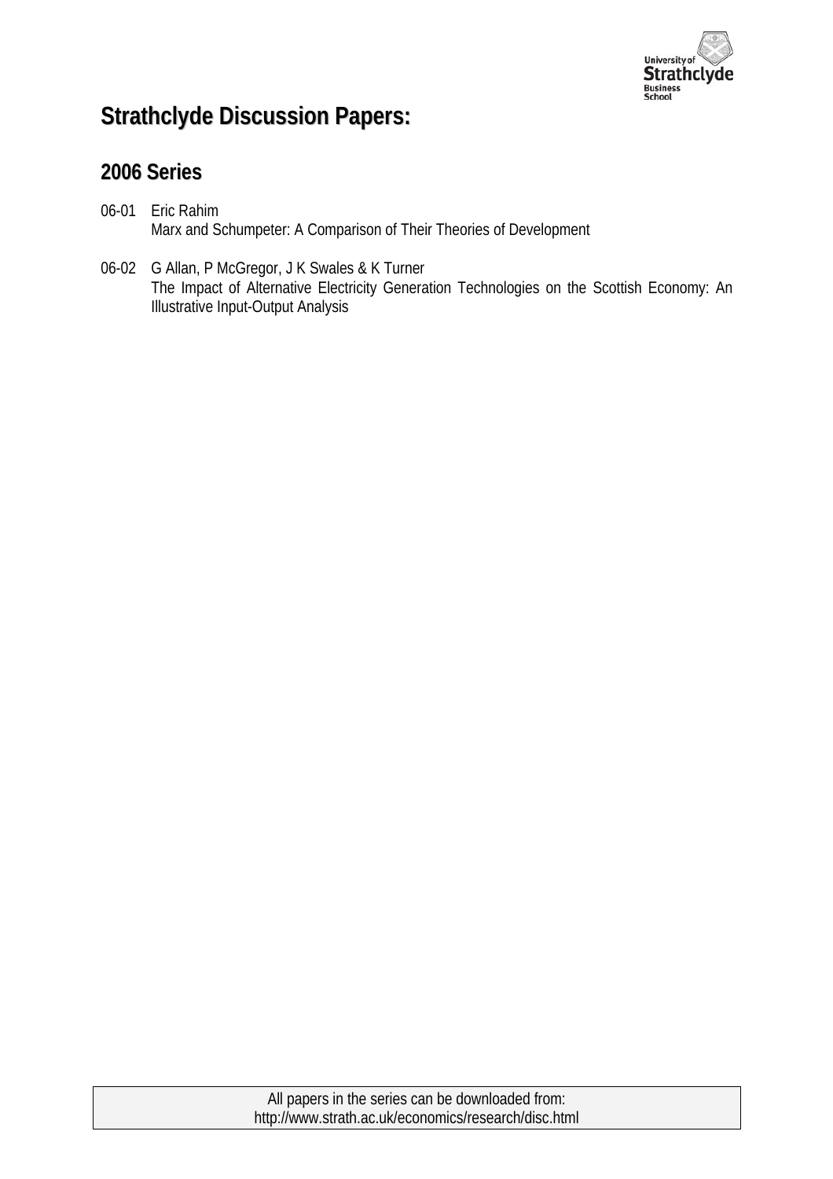# Strathclyde Discussion Papers:

## 2006 Series

06-01 Eric Rahim
Marx and Schumpeter: A Comparison of Their Theories of Development

06-02 G Allan, P McGregor, J K Swales & K Turner
The Impact of Alternative Electricity Generation Technologies on the Scottish Economy: An Illustrative Input-Output Analysis

All papers in the series can be downloaded from:
http://www.strath.ac.uk/economics/research/disc.html